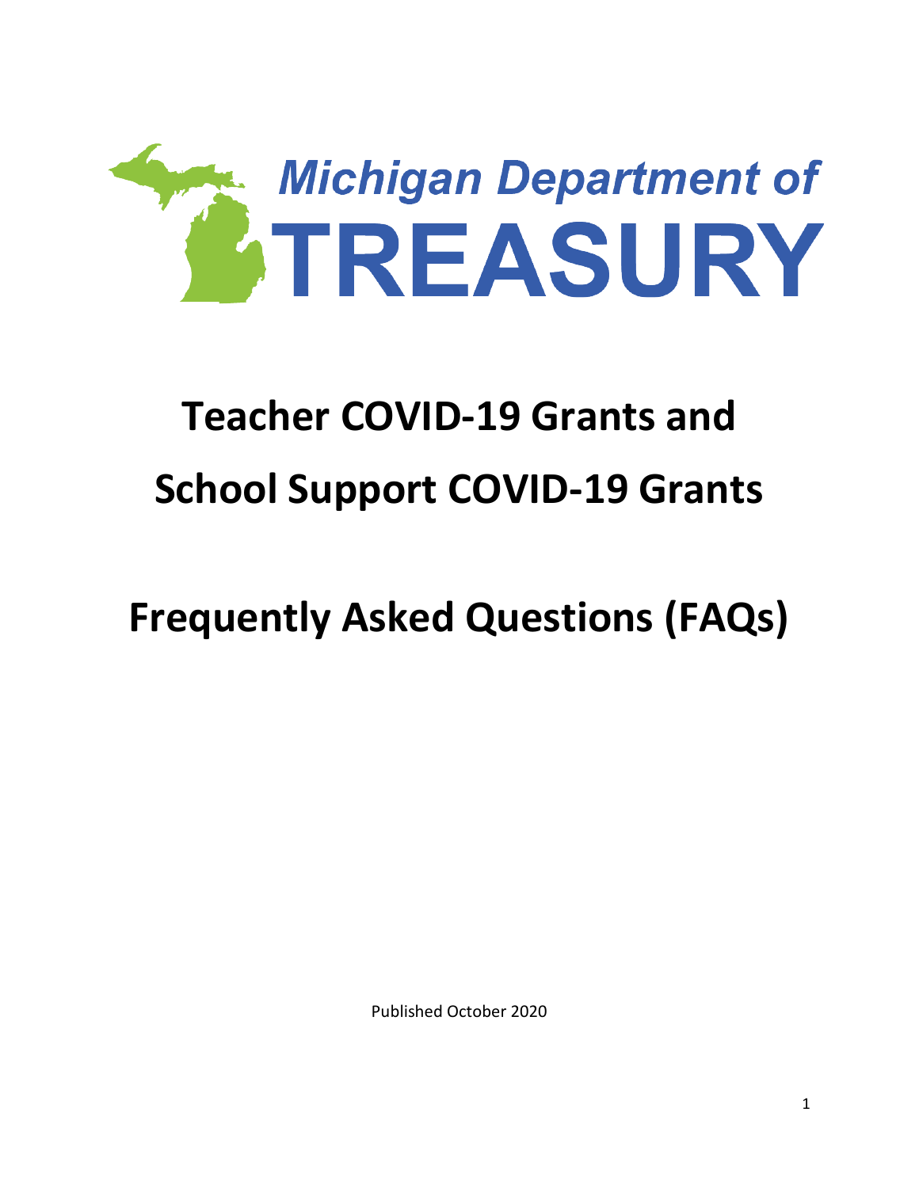Michigan Department of

TREASURY

# Teacher COVID-19 Grants and School Support COVID-19 Grants

# Frequently Asked Questions (FAQs)

Published October 2020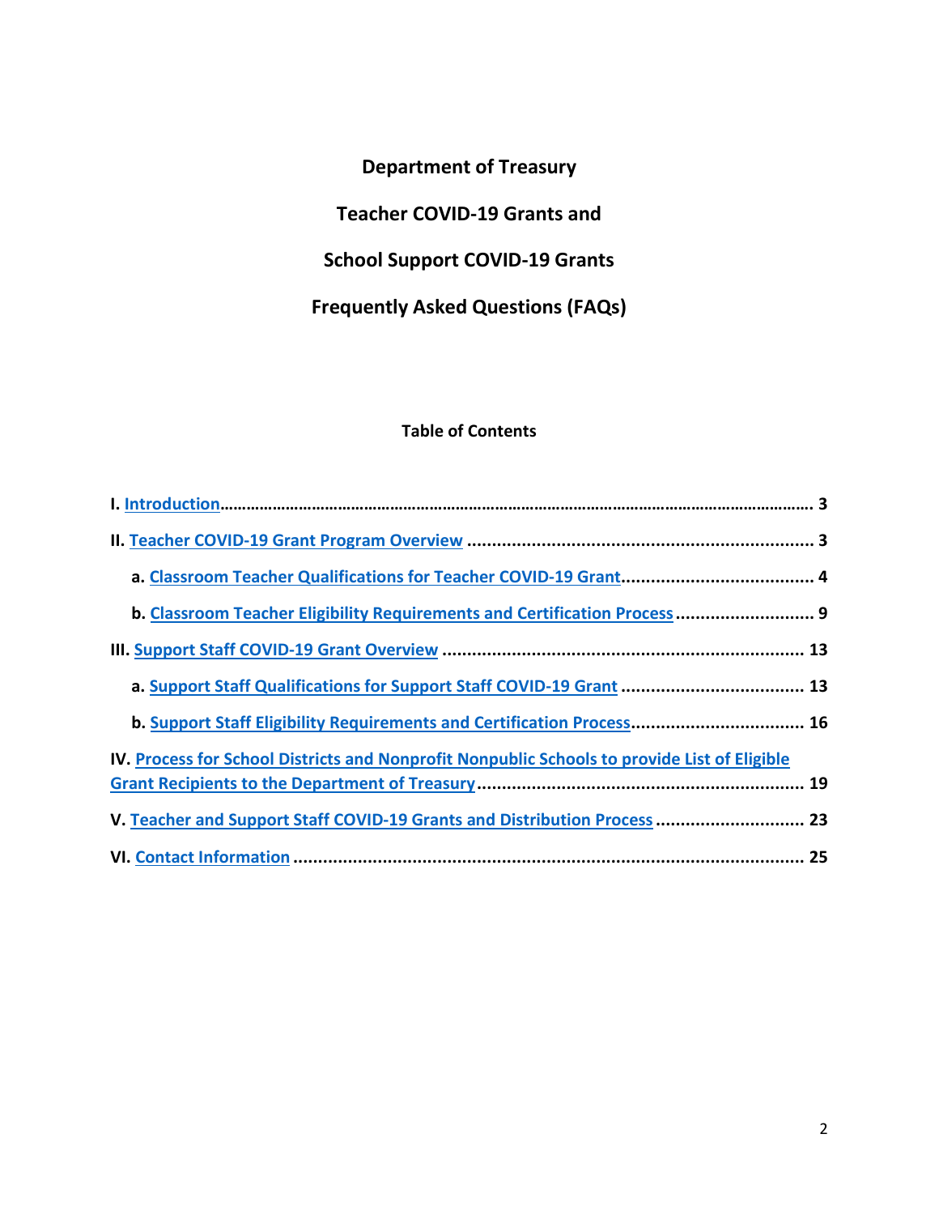# Department of Treasury

# Teacher COVID-19 Grants and

# School Support COVID-19 Grants

# Frequently Asked Questions (FAQs)

## Table of Contents

**I. Introduction** ........................................................................ **3**

**II. Teacher COVID-19 Grant Program Overview** ........................................................................ **3**

- **a. Classroom Teacher Qualifications for Teacher COVID-19 Grant** ........................................ **4**
- **b. Classroom Teacher Eligibility Requirements and Certification Process** ........................... **9**

**III. Support Staff COVID-19 Grant Overview** ........................................................................ **13**

- **a. Support Staff Qualifications for Support Staff COVID-19 Grant** ..................................... **13**
- **b. Support Staff Eligibility Requirements and Certification Process** ................................... **16**

**IV. Process for School Districts and Nonprofit Nonpublic Schools to provide List of Eligible Grant Recipients to the Department of Treasury** ........................................................ **19**

**V. Teacher and Support Staff COVID-19 Grants and Distribution Process** ............................ **23**

**VI. Contact Information** ........................................................................ **25**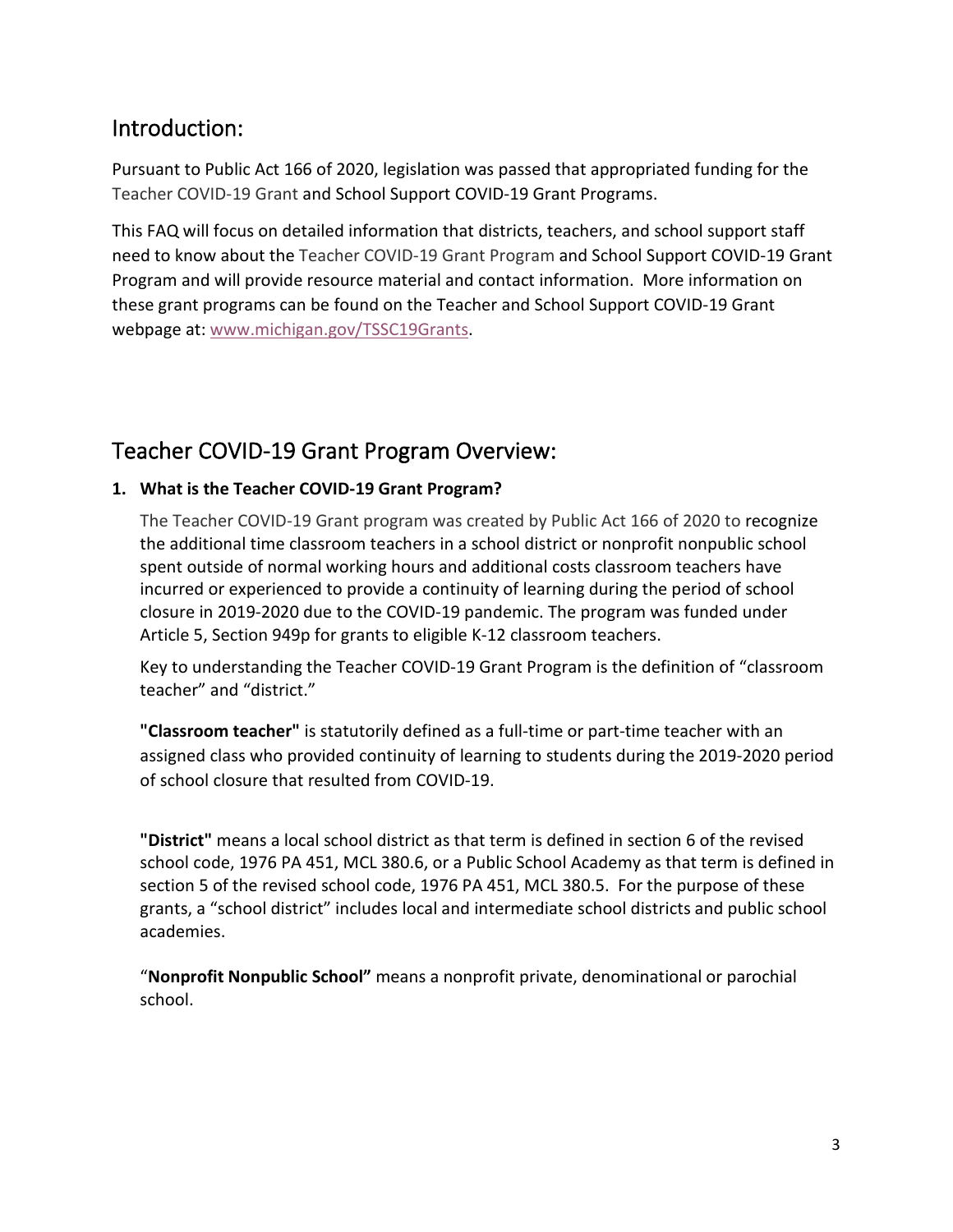## Introduction:

Pursuant to Public Act 166 of 2020, legislation was passed that appropriated funding for the Teacher COVID-19 Grant and School Support COVID-19 Grant Programs.

This FAQ will focus on detailed information that districts, teachers, and school support staff need to know about the Teacher COVID-19 Grant Program and School Support COVID-19 Grant Program and will provide resource material and contact information. More information on these grant programs can be found on the Teacher and School Support COVID-19 Grant webpage at: [www.michigan.gov/TSSC19Grants](http://www.michigan.gov/TSSC19Grants).

## Teacher COVID-19 Grant Program Overview:

**1. What is the Teacher COVID-19 Grant Program?**

The Teacher COVID-19 Grant program was created by Public Act 166 of 2020 to recognize the additional time classroom teachers in a school district or nonprofit nonpublic school spent outside of normal working hours and additional costs classroom teachers have incurred or experienced to provide a continuity of learning during the period of school closure in 2019-2020 due to the COVID-19 pandemic. The program was funded under Article 5, Section 949p for grants to eligible K-12 classroom teachers.

Key to understanding the Teacher COVID-19 Grant Program is the definition of "classroom teacher" and "district."

**"Classroom teacher"** is statutorily defined as a full-time or part-time teacher with an assigned class who provided continuity of learning to students during the 2019-2020 period of school closure that resulted from COVID-19.

**"District"** means a local school district as that term is defined in section 6 of the revised school code, 1976 PA 451, MCL 380.6, or a Public School Academy as that term is defined in section 5 of the revised school code, 1976 PA 451, MCL 380.5. For the purpose of these grants, a "school district" includes local and intermediate school districts and public school academies.

"**Nonprofit Nonpublic School"** means a nonprofit private, denominational or parochial school.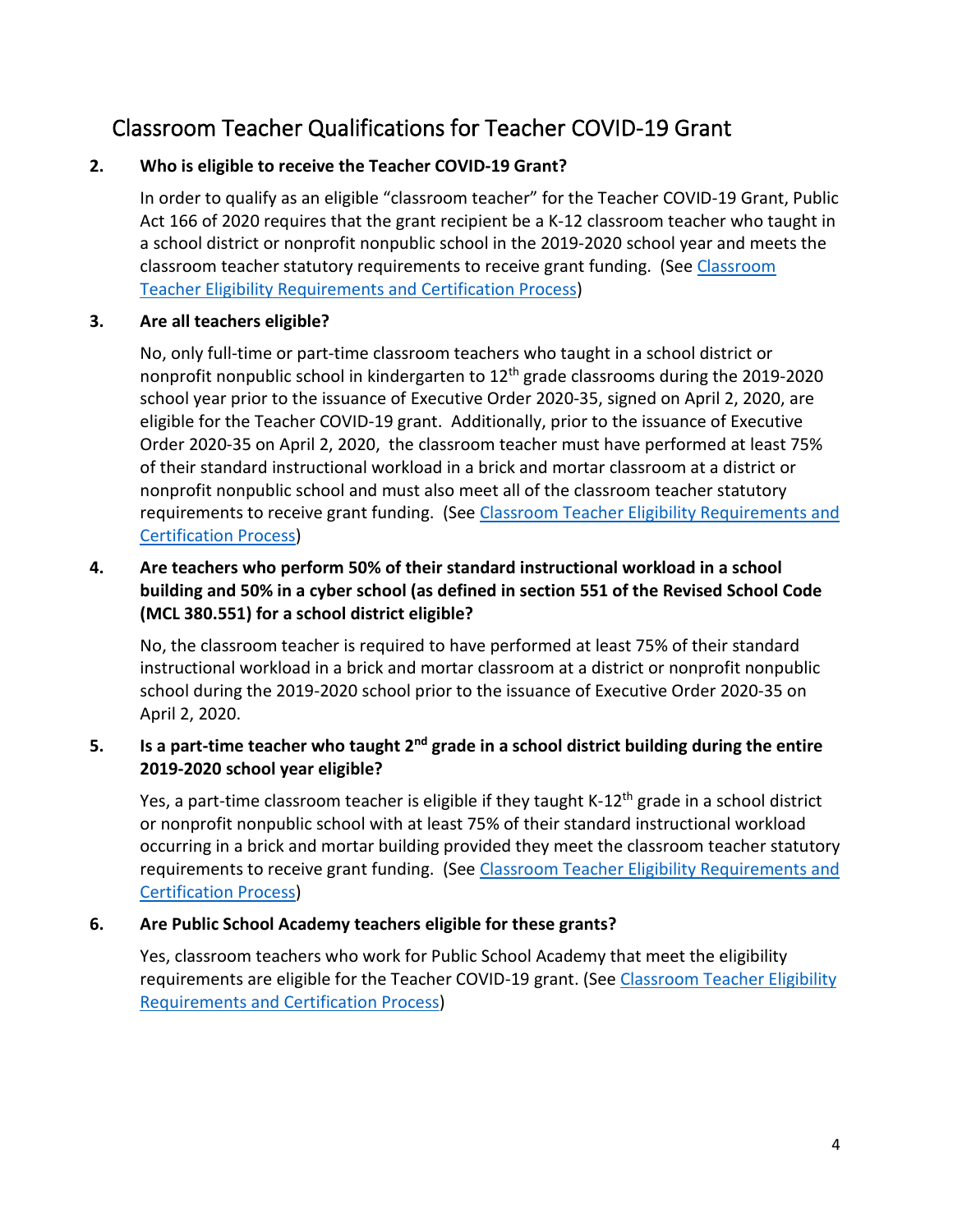## Classroom Teacher Qualifications for Teacher COVID-19 Grant

**2. Who is eligible to receive the Teacher COVID-19 Grant?**

In order to qualify as an eligible "classroom teacher" for the Teacher COVID-19 Grant, Public Act 166 of 2020 requires that the grant recipient be a K-12 classroom teacher who taught in a school district or nonprofit nonpublic school in the 2019-2020 school year and meets the classroom teacher statutory requirements to receive grant funding. (See [Classroom Teacher Eligibility Requirements and Certification Process])

**3. Are all teachers eligible?**

No, only full-time or part-time classroom teachers who taught in a school district or nonprofit nonpublic school in kindergarten to 12th grade classrooms during the 2019-2020 school year prior to the issuance of Executive Order 2020-35, signed on April 2, 2020, are eligible for the Teacher COVID-19 grant. Additionally, prior to the issuance of Executive Order 2020-35 on April 2, 2020, the classroom teacher must have performed at least 75% of their standard instructional workload in a brick and mortar classroom at a district or nonprofit nonpublic school and must also meet all of the classroom teacher statutory requirements to receive grant funding. (See [Classroom Teacher Eligibility Requirements and Certification Process])

**4. Are teachers who perform 50% of their standard instructional workload in a school building and 50% in a cyber school (as defined in section 551 of the Revised School Code (MCL 380.551) for a school district eligible?**

No, the classroom teacher is required to have performed at least 75% of their standard instructional workload in a brick and mortar classroom at a district or nonprofit nonpublic school during the 2019-2020 school prior to the issuance of Executive Order 2020-35 on April 2, 2020.

**5. Is a part-time teacher who taught 2nd grade in a school district building during the entire 2019-2020 school year eligible?**

Yes, a part-time classroom teacher is eligible if they taught K-12th grade in a school district or nonprofit nonpublic school with at least 75% of their standard instructional workload occurring in a brick and mortar building provided they meet the classroom teacher statutory requirements to receive grant funding. (See [Classroom Teacher Eligibility Requirements and Certification Process])

**6. Are Public School Academy teachers eligible for these grants?**

Yes, classroom teachers who work for Public School Academy that meet the eligibility requirements are eligible for the Teacher COVID-19 grant. (See [Classroom Teacher Eligibility Requirements and Certification Process])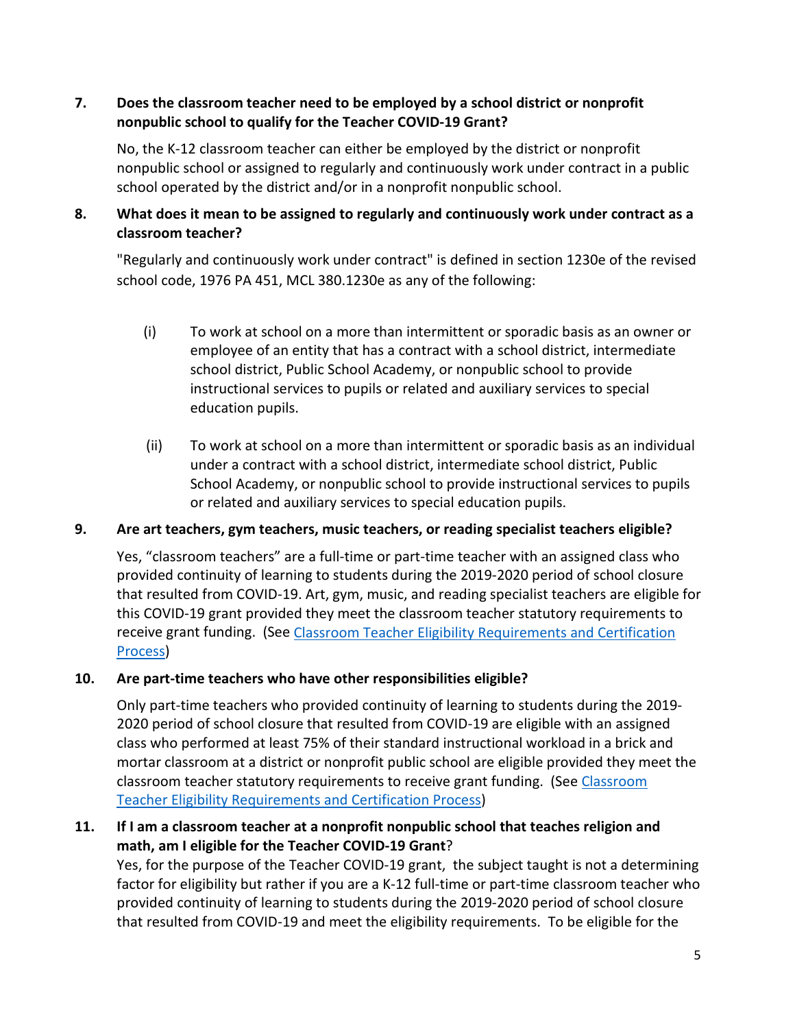**7. Does the classroom teacher need to be employed by a school district or nonprofit nonpublic school to qualify for the Teacher COVID-19 Grant?**

No, the K-12 classroom teacher can either be employed by the district or nonprofit nonpublic school or assigned to regularly and continuously work under contract in a public school operated by the district and/or in a nonprofit nonpublic school.

**8. What does it mean to be assigned to regularly and continuously work under contract as a classroom teacher?**

"Regularly and continuously work under contract" is defined in section 1230e of the revised school code, 1976 PA 451, MCL 380.1230e as any of the following:

(i) To work at school on a more than intermittent or sporadic basis as an owner or employee of an entity that has a contract with a school district, intermediate school district, Public School Academy, or nonpublic school to provide instructional services to pupils or related and auxiliary services to special education pupils.

(ii) To work at school on a more than intermittent or sporadic basis as an individual under a contract with a school district, intermediate school district, Public School Academy, or nonpublic school to provide instructional services to pupils or related and auxiliary services to special education pupils.

**9. Are art teachers, gym teachers, music teachers, or reading specialist teachers eligible?**

Yes, "classroom teachers" are a full-time or part-time teacher with an assigned class who provided continuity of learning to students during the 2019-2020 period of school closure that resulted from COVID-19. Art, gym, music, and reading specialist teachers are eligible for this COVID-19 grant provided they meet the classroom teacher statutory requirements to receive grant funding. (See [Classroom Teacher Eligibility Requirements and Certification Process](#))

**10. Are part-time teachers who have other responsibilities eligible?**

Only part-time teachers who provided continuity of learning to students during the 2019-2020 period of school closure that resulted from COVID-19 are eligible with an assigned class who performed at least 75% of their standard instructional workload in a brick and mortar classroom at a district or nonprofit public school are eligible provided they meet the classroom teacher statutory requirements to receive grant funding. (See [Classroom Teacher Eligibility Requirements and Certification Process](#))

**11. If I am a classroom teacher at a nonprofit nonpublic school that teaches religion and math, am I eligible for the Teacher COVID-19 Grant?**

Yes, for the purpose of the Teacher COVID-19 grant, the subject taught is not a determining factor for eligibility but rather if you are a K-12 full-time or part-time classroom teacher who provided continuity of learning to students during the 2019-2020 period of school closure that resulted from COVID-19 and meet the eligibility requirements. To be eligible for the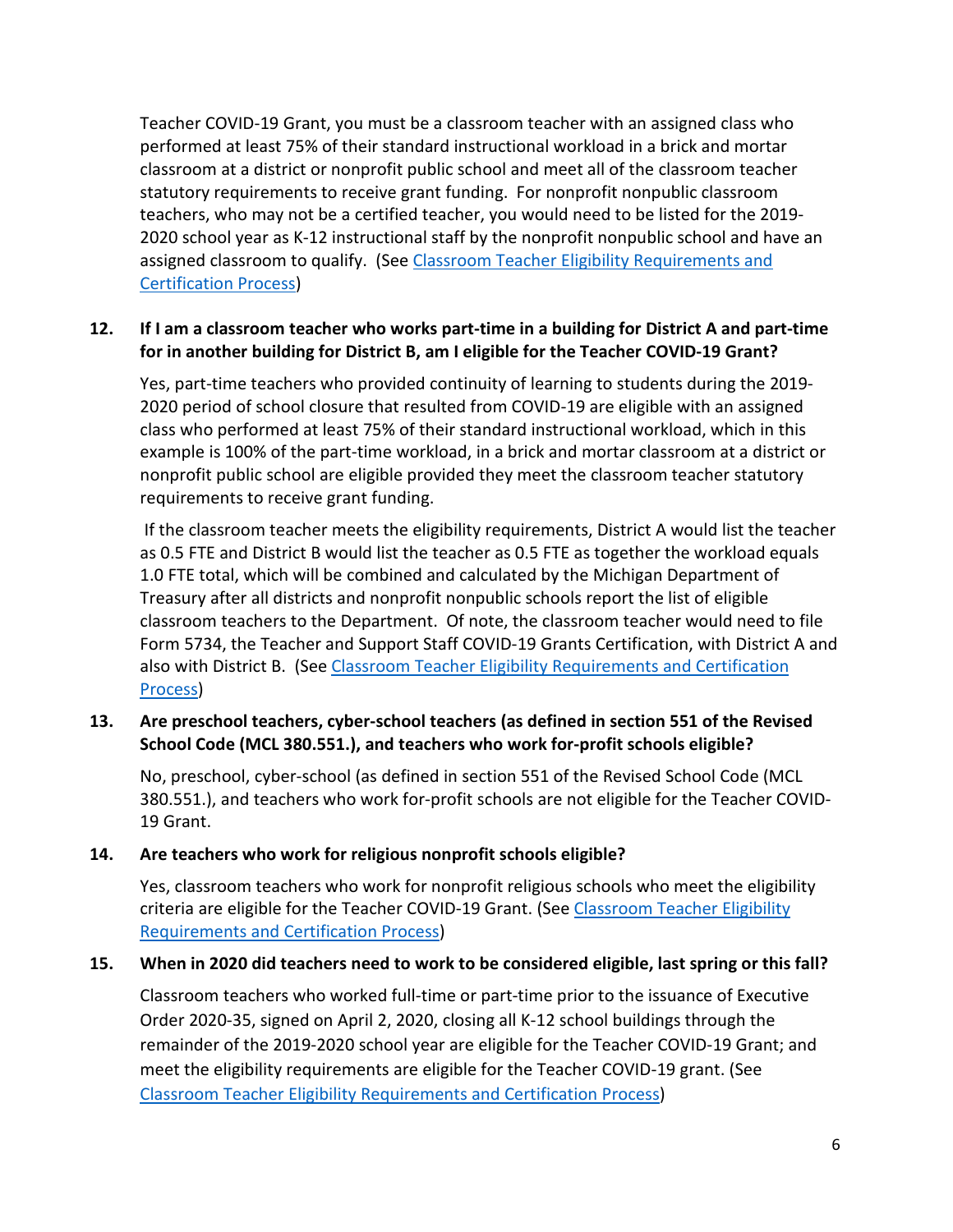Teacher COVID-19 Grant, you must be a classroom teacher with an assigned class who performed at least 75% of their standard instructional workload in a brick and mortar classroom at a district or nonprofit public school and meet all of the classroom teacher statutory requirements to receive grant funding. For nonprofit nonpublic classroom teachers, who may not be a certified teacher, you would need to be listed for the 2019-2020 school year as K-12 instructional staff by the nonprofit nonpublic school and have an assigned classroom to qualify. (See Classroom Teacher Eligibility Requirements and Certification Process)

**12. If I am a classroom teacher who works part-time in a building for District A and part-time for in another building for District B, am I eligible for the Teacher COVID-19 Grant?**

Yes, part-time teachers who provided continuity of learning to students during the 2019-2020 period of school closure that resulted from COVID-19 are eligible with an assigned class who performed at least 75% of their standard instructional workload, which in this example is 100% of the part-time workload, in a brick and mortar classroom at a district or nonprofit public school are eligible provided they meet the classroom teacher statutory requirements to receive grant funding.

If the classroom teacher meets the eligibility requirements, District A would list the teacher as 0.5 FTE and District B would list the teacher as 0.5 FTE as together the workload equals 1.0 FTE total, which will be combined and calculated by the Michigan Department of Treasury after all districts and nonprofit nonpublic schools report the list of eligible classroom teachers to the Department. Of note, the classroom teacher would need to file Form 5734, the Teacher and Support Staff COVID-19 Grants Certification, with District A and also with District B. (See Classroom Teacher Eligibility Requirements and Certification Process)

**13. Are preschool teachers, cyber-school teachers (as defined in section 551 of the Revised School Code (MCL 380.551.), and teachers who work for-profit schools eligible?**

No, preschool, cyber-school (as defined in section 551 of the Revised School Code (MCL 380.551.), and teachers who work for-profit schools are not eligible for the Teacher COVID-19 Grant.

**14. Are teachers who work for religious nonprofit schools eligible?**

Yes, classroom teachers who work for nonprofit religious schools who meet the eligibility criteria are eligible for the Teacher COVID-19 Grant. (See Classroom Teacher Eligibility Requirements and Certification Process)

**15. When in 2020 did teachers need to work to be considered eligible, last spring or this fall?**

Classroom teachers who worked full-time or part-time prior to the issuance of Executive Order 2020-35, signed on April 2, 2020, closing all K-12 school buildings through the remainder of the 2019-2020 school year are eligible for the Teacher COVID-19 Grant; and meet the eligibility requirements are eligible for the Teacher COVID-19 grant. (See Classroom Teacher Eligibility Requirements and Certification Process)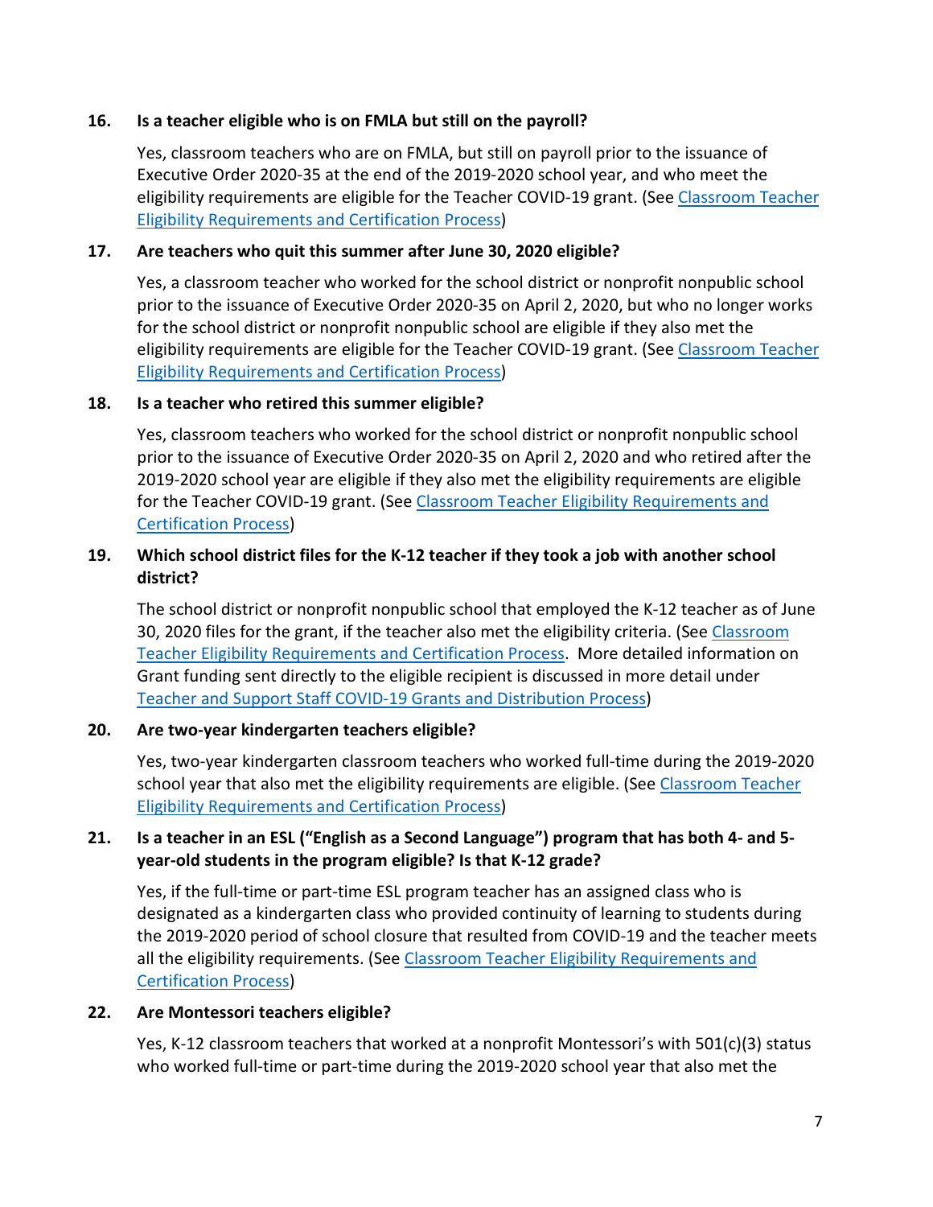**16. Is a teacher eligible who is on FMLA but still on the payroll?**

Yes, classroom teachers who are on FMLA, but still on payroll prior to the issuance of Executive Order 2020-35 at the end of the 2019-2020 school year, and who meet the eligibility requirements are eligible for the Teacher COVID-19 grant. (See Classroom Teacher Eligibility Requirements and Certification Process)

**17. Are teachers who quit this summer after June 30, 2020 eligible?**

Yes, a classroom teacher who worked for the school district or nonprofit nonpublic school prior to the issuance of Executive Order 2020-35 on April 2, 2020, but who no longer works for the school district or nonprofit nonpublic school are eligible if they also met the eligibility requirements are eligible for the Teacher COVID-19 grant. (See Classroom Teacher Eligibility Requirements and Certification Process)

**18. Is a teacher who retired this summer eligible?**

Yes, classroom teachers who worked for the school district or nonprofit nonpublic school prior to the issuance of Executive Order 2020-35 on April 2, 2020 and who retired after the 2019-2020 school year are eligible if they also met the eligibility requirements are eligible for the Teacher COVID-19 grant. (See Classroom Teacher Eligibility Requirements and Certification Process)

**19. Which school district files for the K-12 teacher if they took a job with another school district?**

The school district or nonprofit nonpublic school that employed the K-12 teacher as of June 30, 2020 files for the grant, if the teacher also met the eligibility criteria. (See Classroom Teacher Eligibility Requirements and Certification Process. More detailed information on Grant funding sent directly to the eligible recipient is discussed in more detail under Teacher and Support Staff COVID-19 Grants and Distribution Process)

**20. Are two-year kindergarten teachers eligible?**

Yes, two-year kindergarten classroom teachers who worked full-time during the 2019-2020 school year that also met the eligibility requirements are eligible. (See Classroom Teacher Eligibility Requirements and Certification Process)

**21. Is a teacher in an ESL ("English as a Second Language") program that has both 4- and 5-year-old students in the program eligible? Is that K-12 grade?**

Yes, if the full-time or part-time ESL program teacher has an assigned class who is designated as a kindergarten class who provided continuity of learning to students during the 2019-2020 period of school closure that resulted from COVID-19 and the teacher meets all the eligibility requirements. (See Classroom Teacher Eligibility Requirements and Certification Process)

**22. Are Montessori teachers eligible?**

Yes, K-12 classroom teachers that worked at a nonprofit Montessori's with 501(c)(3) status who worked full-time or part-time during the 2019-2020 school year that also met the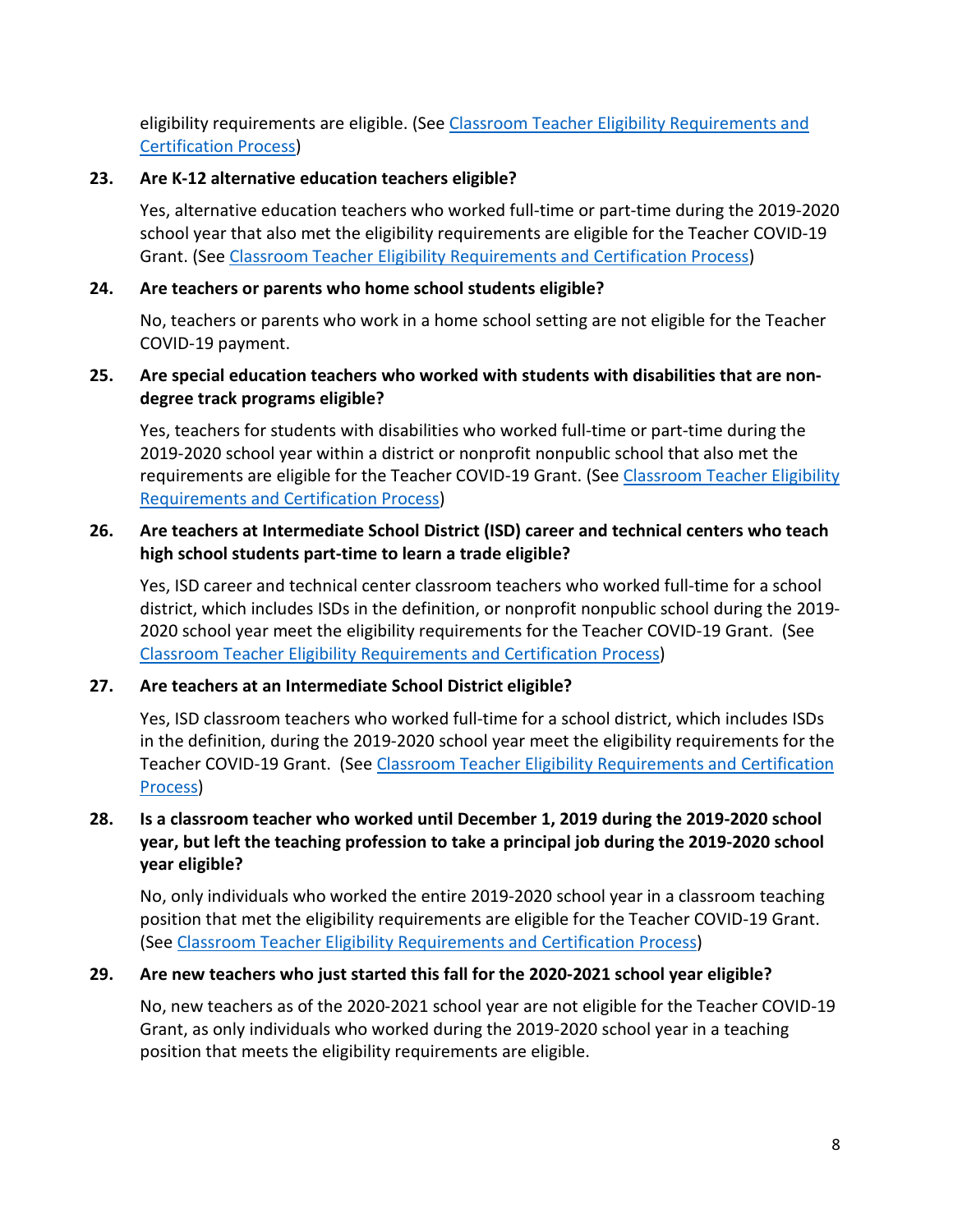eligibility requirements are eligible. (See [Classroom Teacher Eligibility Requirements and Certification Process])

**23. Are K-12 alternative education teachers eligible?**

Yes, alternative education teachers who worked full-time or part-time during the 2019-2020 school year that also met the eligibility requirements are eligible for the Teacher COVID-19 Grant. (See [Classroom Teacher Eligibility Requirements and Certification Process])

**24. Are teachers or parents who home school students eligible?**

No, teachers or parents who work in a home school setting are not eligible for the Teacher COVID-19 payment.

**25. Are special education teachers who worked with students with disabilities that are non-degree track programs eligible?**

Yes, teachers for students with disabilities who worked full-time or part-time during the 2019-2020 school year within a district or nonprofit nonpublic school that also met the requirements are eligible for the Teacher COVID-19 Grant. (See [Classroom Teacher Eligibility Requirements and Certification Process])

**26. Are teachers at Intermediate School District (ISD) career and technical centers who teach high school students part-time to learn a trade eligible?**

Yes, ISD career and technical center classroom teachers who worked full-time for a school district, which includes ISDs in the definition, or nonprofit nonpublic school during the 2019-2020 school year meet the eligibility requirements for the Teacher COVID-19 Grant. (See [Classroom Teacher Eligibility Requirements and Certification Process])

**27. Are teachers at an Intermediate School District eligible?**

Yes, ISD classroom teachers who worked full-time for a school district, which includes ISDs in the definition, during the 2019-2020 school year meet the eligibility requirements for the Teacher COVID-19 Grant. (See [Classroom Teacher Eligibility Requirements and Certification Process])

**28. Is a classroom teacher who worked until December 1, 2019 during the 2019-2020 school year, but left the teaching profession to take a principal job during the 2019-2020 school year eligible?**

No, only individuals who worked the entire 2019-2020 school year in a classroom teaching position that met the eligibility requirements are eligible for the Teacher COVID-19 Grant. (See [Classroom Teacher Eligibility Requirements and Certification Process])

**29. Are new teachers who just started this fall for the 2020-2021 school year eligible?**

No, new teachers as of the 2020-2021 school year are not eligible for the Teacher COVID-19 Grant, as only individuals who worked during the 2019-2020 school year in a teaching position that meets the eligibility requirements are eligible.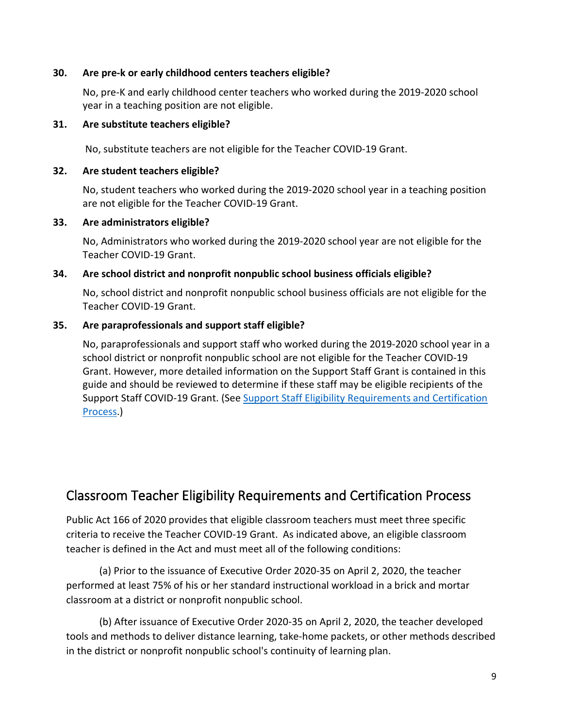**30. Are pre-k or early childhood centers teachers eligible?**

No, pre-K and early childhood center teachers who worked during the 2019-2020 school year in a teaching position are not eligible.

**31. Are substitute teachers eligible?**

No, substitute teachers are not eligible for the Teacher COVID-19 Grant.

**32. Are student teachers eligible?**

No, student teachers who worked during the 2019-2020 school year in a teaching position are not eligible for the Teacher COVID-19 Grant.

**33. Are administrators eligible?**

No, Administrators who worked during the 2019-2020 school year are not eligible for the Teacher COVID-19 Grant.

**34. Are school district and nonprofit nonpublic school business officials eligible?**

No, school district and nonprofit nonpublic school business officials are not eligible for the Teacher COVID-19 Grant.

**35. Are paraprofessionals and support staff eligible?**

No, paraprofessionals and support staff who worked during the 2019-2020 school year in a school district or nonprofit nonpublic school are not eligible for the Teacher COVID-19 Grant. However, more detailed information on the Support Staff Grant is contained in this guide and should be reviewed to determine if these staff may be eligible recipients of the Support Staff COVID-19 Grant. (See Support Staff Eligibility Requirements and Certification Process.)

## Classroom Teacher Eligibility Requirements and Certification Process

Public Act 166 of 2020 provides that eligible classroom teachers must meet three specific criteria to receive the Teacher COVID-19 Grant. As indicated above, an eligible classroom teacher is defined in the Act and must meet all of the following conditions:

(a) Prior to the issuance of Executive Order 2020-35 on April 2, 2020, the teacher performed at least 75% of his or her standard instructional workload in a brick and mortar classroom at a district or nonprofit nonpublic school.

(b) After issuance of Executive Order 2020-35 on April 2, 2020, the teacher developed tools and methods to deliver distance learning, take-home packets, or other methods described in the district or nonprofit nonpublic school's continuity of learning plan.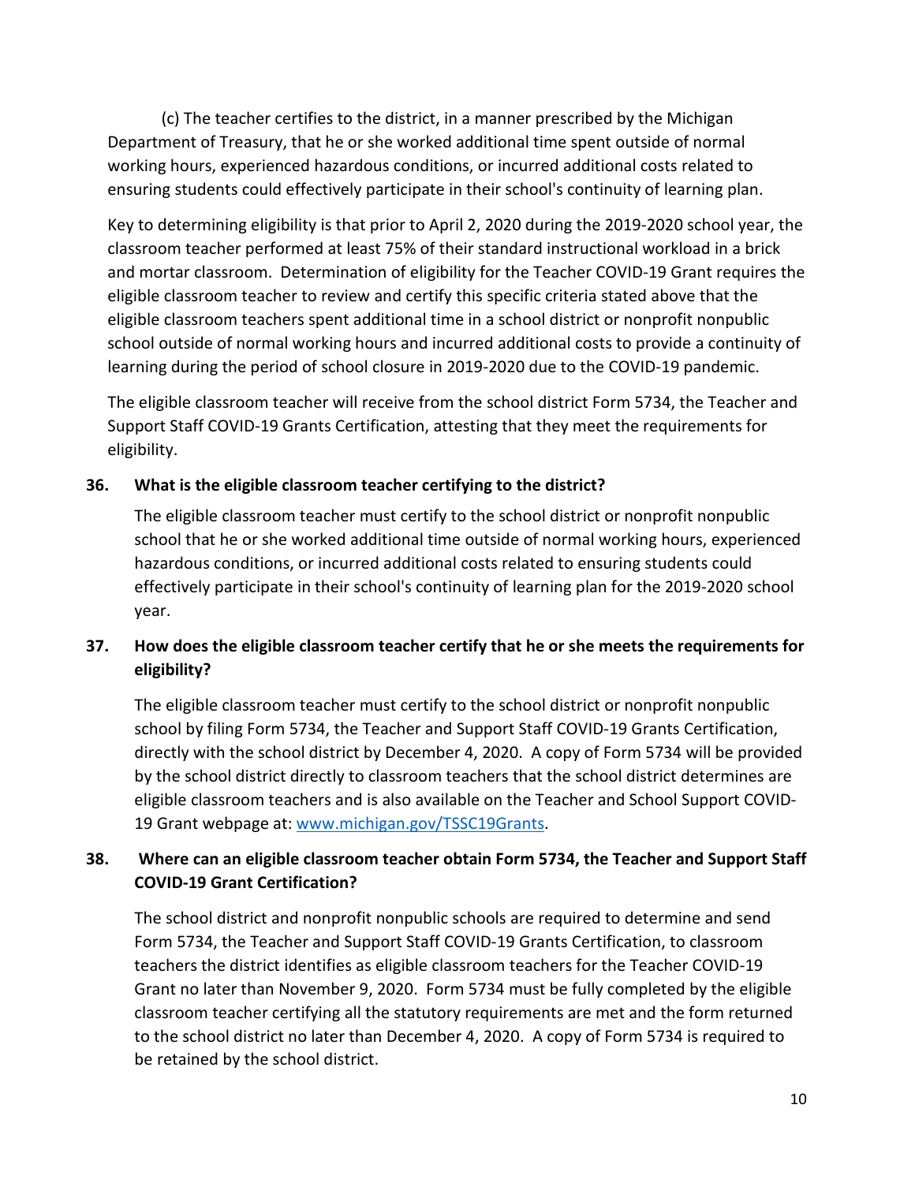(c) The teacher certifies to the district, in a manner prescribed by the Michigan Department of Treasury, that he or she worked additional time spent outside of normal working hours, experienced hazardous conditions, or incurred additional costs related to ensuring students could effectively participate in their school's continuity of learning plan.

Key to determining eligibility is that prior to April 2, 2020 during the 2019-2020 school year, the classroom teacher performed at least 75% of their standard instructional workload in a brick and mortar classroom. Determination of eligibility for the Teacher COVID-19 Grant requires the eligible classroom teacher to review and certify this specific criteria stated above that the eligible classroom teachers spent additional time in a school district or nonprofit nonpublic school outside of normal working hours and incurred additional costs to provide a continuity of learning during the period of school closure in 2019-2020 due to the COVID-19 pandemic.

The eligible classroom teacher will receive from the school district Form 5734, the Teacher and Support Staff COVID-19 Grants Certification, attesting that they meet the requirements for eligibility.

**36. What is the eligible classroom teacher certifying to the district?**

The eligible classroom teacher must certify to the school district or nonprofit nonpublic school that he or she worked additional time outside of normal working hours, experienced hazardous conditions, or incurred additional costs related to ensuring students could effectively participate in their school's continuity of learning plan for the 2019-2020 school year.

**37. How does the eligible classroom teacher certify that he or she meets the requirements for eligibility?**

The eligible classroom teacher must certify to the school district or nonprofit nonpublic school by filing Form 5734, the Teacher and Support Staff COVID-19 Grants Certification, directly with the school district by December 4, 2020. A copy of Form 5734 will be provided by the school district directly to classroom teachers that the school district determines are eligible classroom teachers and is also available on the Teacher and School Support COVID-19 Grant webpage at: [www.michigan.gov/TSSC19Grants](http://www.michigan.gov/TSSC19Grants).

**38. Where can an eligible classroom teacher obtain Form 5734, the Teacher and Support Staff COVID-19 Grant Certification?**

The school district and nonprofit nonpublic schools are required to determine and send Form 5734, the Teacher and Support Staff COVID-19 Grants Certification, to classroom teachers the district identifies as eligible classroom teachers for the Teacher COVID-19 Grant no later than November 9, 2020. Form 5734 must be fully completed by the eligible classroom teacher certifying all the statutory requirements are met and the form returned to the school district no later than December 4, 2020. A copy of Form 5734 is required to be retained by the school district.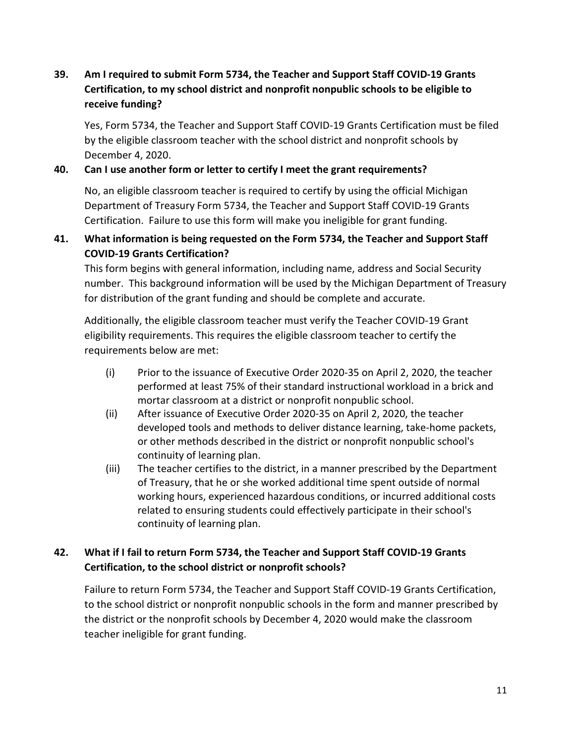**39. Am I required to submit Form 5734, the Teacher and Support Staff COVID-19 Grants Certification, to my school district and nonprofit nonpublic schools to be eligible to receive funding?**

Yes, Form 5734, the Teacher and Support Staff COVID-19 Grants Certification must be filed by the eligible classroom teacher with the school district and nonprofit schools by December 4, 2020.

**40. Can I use another form or letter to certify I meet the grant requirements?**

No, an eligible classroom teacher is required to certify by using the official Michigan Department of Treasury Form 5734, the Teacher and Support Staff COVID-19 Grants Certification. Failure to use this form will make you ineligible for grant funding.

**41. What information is being requested on the Form 5734, the Teacher and Support Staff COVID-19 Grants Certification?**

This form begins with general information, including name, address and Social Security number. This background information will be used by the Michigan Department of Treasury for distribution of the grant funding and should be complete and accurate.

Additionally, the eligible classroom teacher must verify the Teacher COVID-19 Grant eligibility requirements. This requires the eligible classroom teacher to certify the requirements below are met:

(i) Prior to the issuance of Executive Order 2020-35 on April 2, 2020, the teacher performed at least 75% of their standard instructional workload in a brick and mortar classroom at a district or nonprofit nonpublic school.

(ii) After issuance of Executive Order 2020-35 on April 2, 2020, the teacher developed tools and methods to deliver distance learning, take-home packets, or other methods described in the district or nonprofit nonpublic school's continuity of learning plan.

(iii) The teacher certifies to the district, in a manner prescribed by the Department of Treasury, that he or she worked additional time spent outside of normal working hours, experienced hazardous conditions, or incurred additional costs related to ensuring students could effectively participate in their school's continuity of learning plan.

**42. What if I fail to return Form 5734, the Teacher and Support Staff COVID-19 Grants Certification, to the school district or nonprofit schools?**

Failure to return Form 5734, the Teacher and Support Staff COVID-19 Grants Certification, to the school district or nonprofit nonpublic schools in the form and manner prescribed by the district or the nonprofit schools by December 4, 2020 would make the classroom teacher ineligible for grant funding.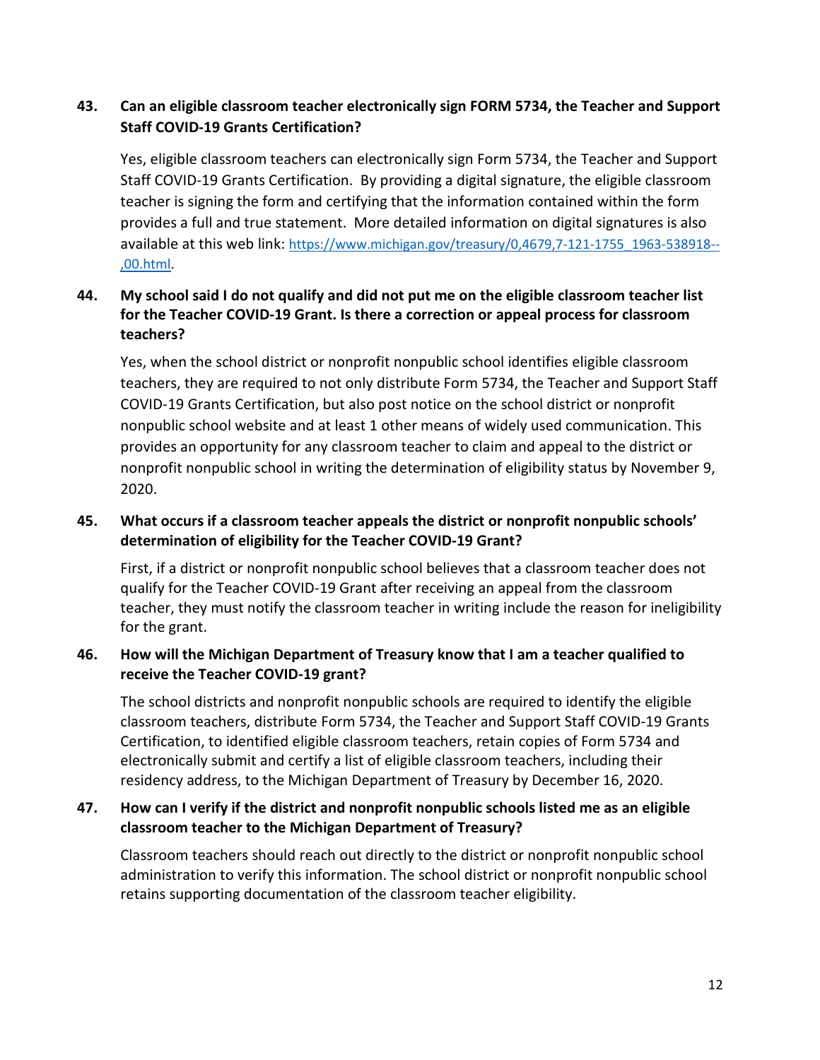**43. Can an eligible classroom teacher electronically sign FORM 5734, the Teacher and Support Staff COVID-19 Grants Certification?**

Yes, eligible classroom teachers can electronically sign Form 5734, the Teacher and Support Staff COVID-19 Grants Certification. By providing a digital signature, the eligible classroom teacher is signing the form and certifying that the information contained within the form provides a full and true statement. More detailed information on digital signatures is also available at this web link: [https://www.michigan.gov/treasury/0,4679,7-121-1755_1963-538918--,00.html](https://www.michigan.gov/treasury/0,4679,7-121-1755_1963-538918--,00.html).

**44. My school said I do not qualify and did not put me on the eligible classroom teacher list for the Teacher COVID-19 Grant. Is there a correction or appeal process for classroom teachers?**

Yes, when the school district or nonprofit nonpublic school identifies eligible classroom teachers, they are required to not only distribute Form 5734, the Teacher and Support Staff COVID-19 Grants Certification, but also post notice on the school district or nonprofit nonpublic school website and at least 1 other means of widely used communication. This provides an opportunity for any classroom teacher to claim and appeal to the district or nonprofit nonpublic school in writing the determination of eligibility status by November 9, 2020.

**45. What occurs if a classroom teacher appeals the district or nonprofit nonpublic schools' determination of eligibility for the Teacher COVID-19 Grant?**

First, if a district or nonprofit nonpublic school believes that a classroom teacher does not qualify for the Teacher COVID-19 Grant after receiving an appeal from the classroom teacher, they must notify the classroom teacher in writing include the reason for ineligibility for the grant.

**46. How will the Michigan Department of Treasury know that I am a teacher qualified to receive the Teacher COVID-19 grant?**

The school districts and nonprofit nonpublic schools are required to identify the eligible classroom teachers, distribute Form 5734, the Teacher and Support Staff COVID-19 Grants Certification, to identified eligible classroom teachers, retain copies of Form 5734 and electronically submit and certify a list of eligible classroom teachers, including their residency address, to the Michigan Department of Treasury by December 16, 2020.

**47. How can I verify if the district and nonprofit nonpublic schools listed me as an eligible classroom teacher to the Michigan Department of Treasury?**

Classroom teachers should reach out directly to the district or nonprofit nonpublic school administration to verify this information. The school district or nonprofit nonpublic school retains supporting documentation of the classroom teacher eligibility.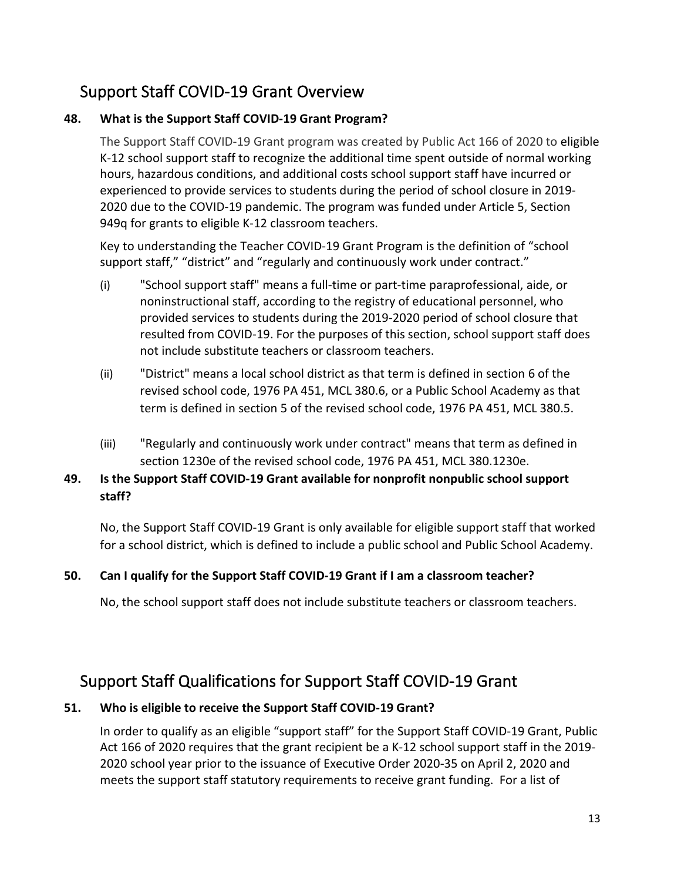## Support Staff COVID-19 Grant Overview

**48. What is the Support Staff COVID-19 Grant Program?**

The Support Staff COVID-19 Grant program was created by Public Act 166 of 2020 to eligible K-12 school support staff to recognize the additional time spent outside of normal working hours, hazardous conditions, and additional costs school support staff have incurred or experienced to provide services to students during the period of school closure in 2019-2020 due to the COVID-19 pandemic. The program was funded under Article 5, Section 949q for grants to eligible K-12 classroom teachers.

Key to understanding the Teacher COVID-19 Grant Program is the definition of "school support staff," "district" and "regularly and continuously work under contract."

(i) "School support staff" means a full-time or part-time paraprofessional, aide, or noninstructional staff, according to the registry of educational personnel, who provided services to students during the 2019-2020 period of school closure that resulted from COVID-19. For the purposes of this section, school support staff does not include substitute teachers or classroom teachers.

(ii) "District" means a local school district as that term is defined in section 6 of the revised school code, 1976 PA 451, MCL 380.6, or a Public School Academy as that term is defined in section 5 of the revised school code, 1976 PA 451, MCL 380.5.

(iii) "Regularly and continuously work under contract" means that term as defined in section 1230e of the revised school code, 1976 PA 451, MCL 380.1230e.

**49. Is the Support Staff COVID-19 Grant available for nonprofit nonpublic school support staff?**

No, the Support Staff COVID-19 Grant is only available for eligible support staff that worked for a school district, which is defined to include a public school and Public School Academy.

**50. Can I qualify for the Support Staff COVID-19 Grant if I am a classroom teacher?**

No, the school support staff does not include substitute teachers or classroom teachers.

## Support Staff Qualifications for Support Staff COVID-19 Grant

**51. Who is eligible to receive the Support Staff COVID-19 Grant?**

In order to qualify as an eligible "support staff" for the Support Staff COVID-19 Grant, Public Act 166 of 2020 requires that the grant recipient be a K-12 school support staff in the 2019-2020 school year prior to the issuance of Executive Order 2020-35 on April 2, 2020 and meets the support staff statutory requirements to receive grant funding. For a list of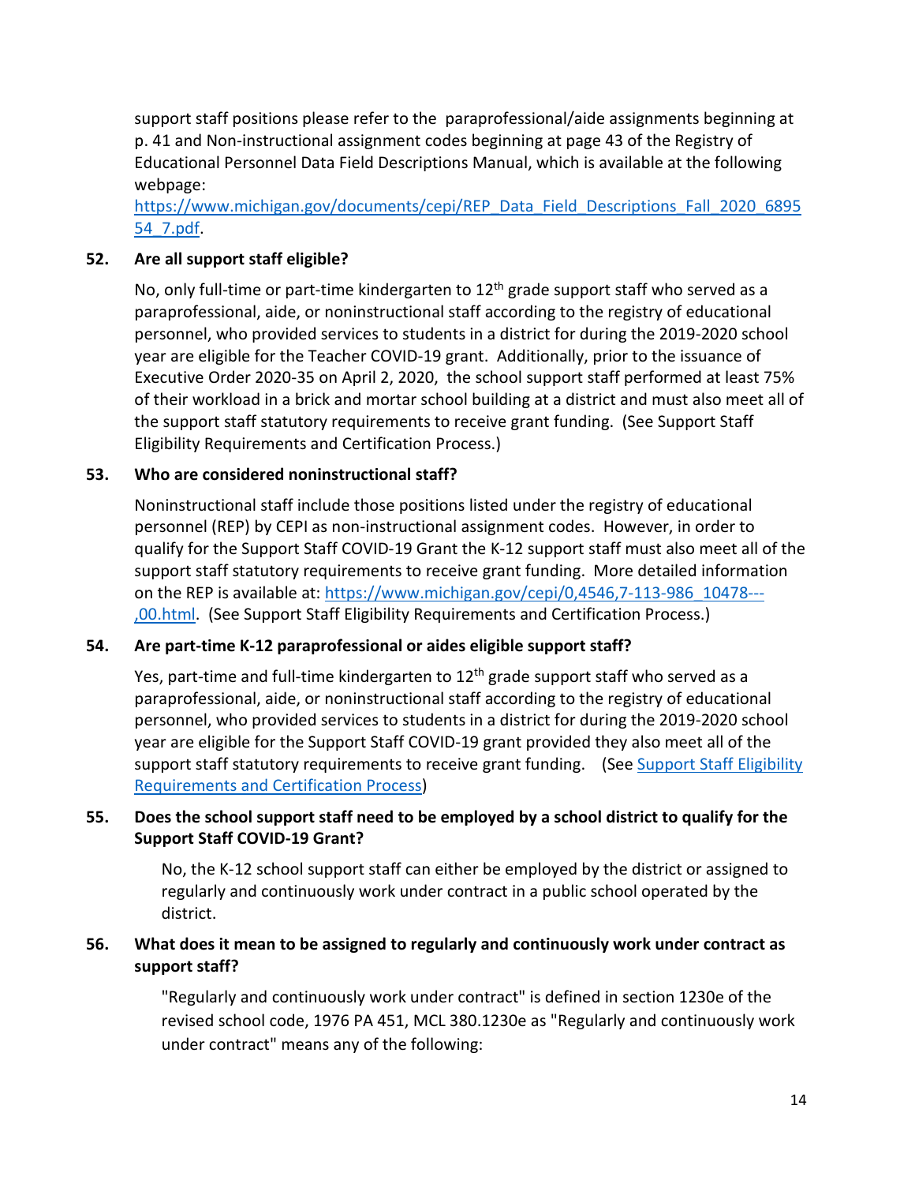support staff positions please refer to the  paraprofessional/aide assignments beginning at p. 41 and Non-instructional assignment codes beginning at page 43 of the Registry of Educational Personnel Data Field Descriptions Manual, which is available at the following webpage: [https://www.michigan.gov/documents/cepi/REP_Data_Field_Descriptions_Fall_2020_689554_7.pdf](https://www.michigan.gov/documents/cepi/REP_Data_Field_Descriptions_Fall_2020_689554_7.pdf).

**52. Are all support staff eligible?**

No, only full-time or part-time kindergarten to 12th grade support staff who served as a paraprofessional, aide, or noninstructional staff according to the registry of educational personnel, who provided services to students in a district for during the 2019-2020 school year are eligible for the Teacher COVID-19 grant. Additionally, prior to the issuance of Executive Order 2020-35 on April 2, 2020, the school support staff performed at least 75% of their workload in a brick and mortar school building at a district and must also meet all of the support staff statutory requirements to receive grant funding. (See Support Staff Eligibility Requirements and Certification Process.)

**53. Who are considered noninstructional staff?**

Noninstructional staff include those positions listed under the registry of educational personnel (REP) by CEPI as non-instructional assignment codes. However, in order to qualify for the Support Staff COVID-19 Grant the K-12 support staff must also meet all of the support staff statutory requirements to receive grant funding. More detailed information on the REP is available at: [https://www.michigan.gov/cepi/0,4546,7-113-986_10478---,00.html](https://www.michigan.gov/cepi/0,4546,7-113-986_10478---,00.html). (See Support Staff Eligibility Requirements and Certification Process.)

**54. Are part-time K-12 paraprofessional or aides eligible support staff?**

Yes, part-time and full-time kindergarten to 12th grade support staff who served as a paraprofessional, aide, or noninstructional staff according to the registry of educational personnel, who provided services to students in a district for during the 2019-2020 school year are eligible for the Support Staff COVID-19 grant provided they also meet all of the support staff statutory requirements to receive grant funding. (See [Support Staff Eligibility Requirements and Certification Process](#))

**55. Does the school support staff need to be employed by a school district to qualify for the Support Staff COVID-19 Grant?**

No, the K-12 school support staff can either be employed by the district or assigned to regularly and continuously work under contract in a public school operated by the district.

**56. What does it mean to be assigned to regularly and continuously work under contract as support staff?**

"Regularly and continuously work under contract" is defined in section 1230e of the revised school code, 1976 PA 451, MCL 380.1230e as "Regularly and continuously work under contract" means any of the following: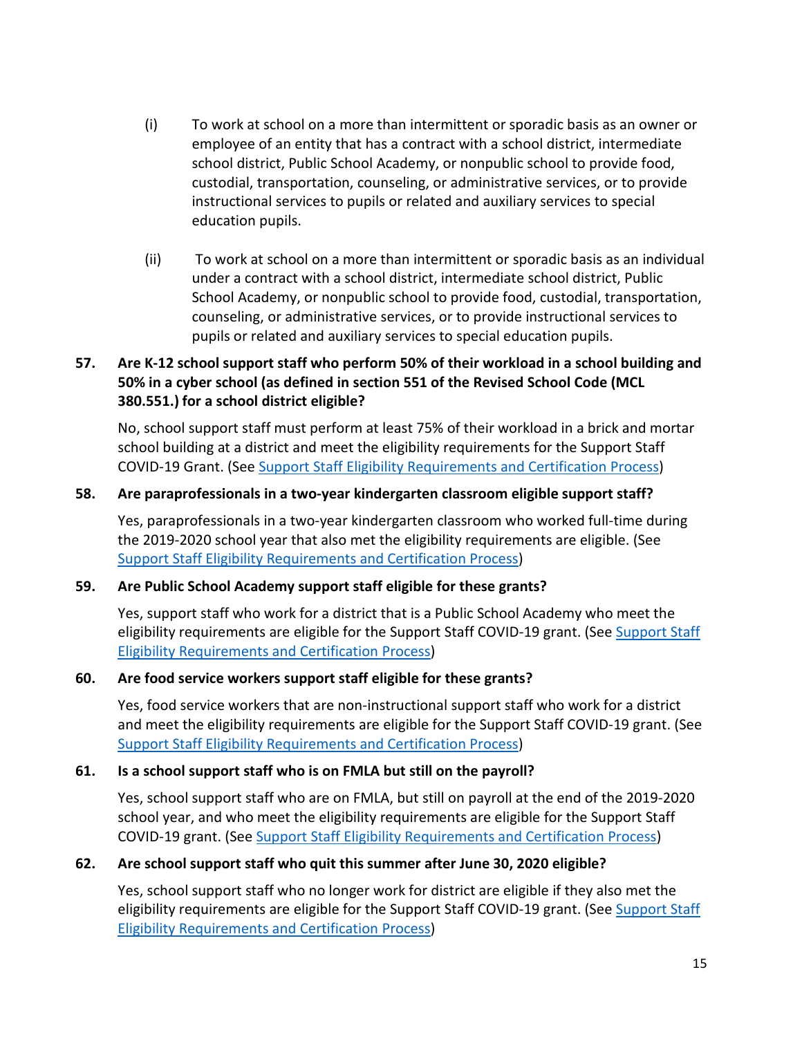(i) To work at school on a more than intermittent or sporadic basis as an owner or employee of an entity that has a contract with a school district, intermediate school district, Public School Academy, or nonpublic school to provide food, custodial, transportation, counseling, or administrative services, or to provide instructional services to pupils or related and auxiliary services to special education pupils.

(ii) To work at school on a more than intermittent or sporadic basis as an individual under a contract with a school district, intermediate school district, Public School Academy, or nonpublic school to provide food, custodial, transportation, counseling, or administrative services, or to provide instructional services to pupils or related and auxiliary services to special education pupils.

**57. Are K-12 school support staff who perform 50% of their workload in a school building and 50% in a cyber school (as defined in section 551 of the Revised School Code (MCL 380.551.) for a school district eligible?**

No, school support staff must perform at least 75% of their workload in a brick and mortar school building at a district and meet the eligibility requirements for the Support Staff COVID-19 Grant. (See Support Staff Eligibility Requirements and Certification Process)

**58. Are paraprofessionals in a two-year kindergarten classroom eligible support staff?**

Yes, paraprofessionals in a two-year kindergarten classroom who worked full-time during the 2019-2020 school year that also met the eligibility requirements are eligible. (See Support Staff Eligibility Requirements and Certification Process)

**59. Are Public School Academy support staff eligible for these grants?**

Yes, support staff who work for a district that is a Public School Academy who meet the eligibility requirements are eligible for the Support Staff COVID-19 grant. (See Support Staff Eligibility Requirements and Certification Process)

**60. Are food service workers support staff eligible for these grants?**

Yes, food service workers that are non-instructional support staff who work for a district and meet the eligibility requirements are eligible for the Support Staff COVID-19 grant. (See Support Staff Eligibility Requirements and Certification Process)

**61. Is a school support staff who is on FMLA but still on the payroll?**

Yes, school support staff who are on FMLA, but still on payroll at the end of the 2019-2020 school year, and who meet the eligibility requirements are eligible for the Support Staff COVID-19 grant. (See Support Staff Eligibility Requirements and Certification Process)

**62. Are school support staff who quit this summer after June 30, 2020 eligible?**

Yes, school support staff who no longer work for district are eligible if they also met the eligibility requirements are eligible for the Support Staff COVID-19 grant. (See Support Staff Eligibility Requirements and Certification Process)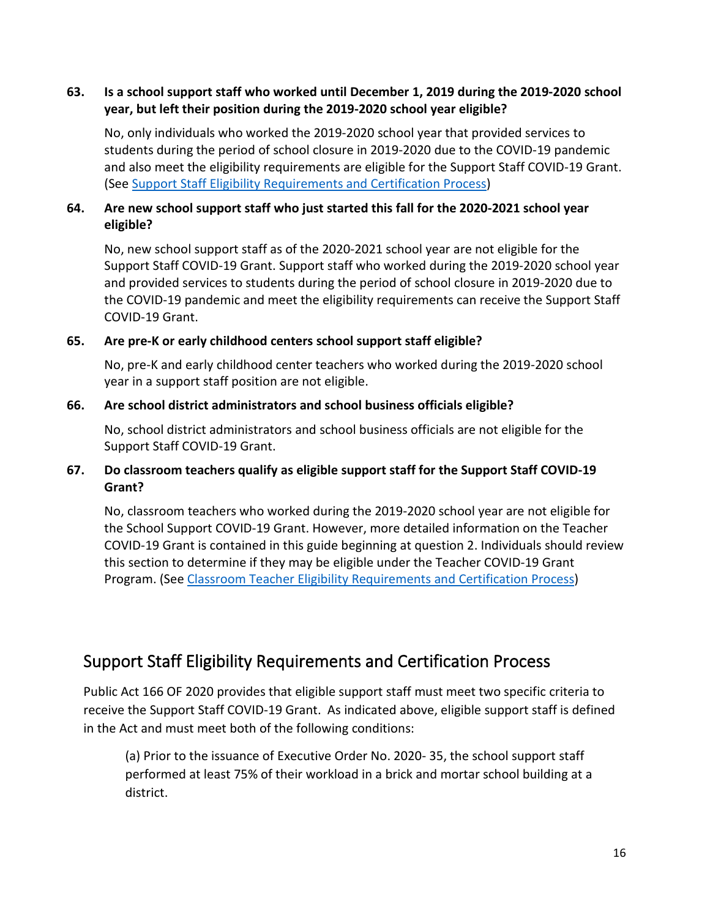**63. Is a school support staff who worked until December 1, 2019 during the 2019-2020 school year, but left their position during the 2019-2020 school year eligible?**

No, only individuals who worked the 2019-2020 school year that provided services to students during the period of school closure in 2019-2020 due to the COVID-19 pandemic and also meet the eligibility requirements are eligible for the Support Staff COVID-19 Grant. (See [Support Staff Eligibility Requirements and Certification Process](#support-staff-eligibility-requirements-and-certification-process))

**64. Are new school support staff who just started this fall for the 2020-2021 school year eligible?**

No, new school support staff as of the 2020-2021 school year are not eligible for the Support Staff COVID-19 Grant. Support staff who worked during the 2019-2020 school year and provided services to students during the period of school closure in 2019-2020 due to the COVID-19 pandemic and meet the eligibility requirements can receive the Support Staff COVID-19 Grant.

**65. Are pre-K or early childhood centers school support staff eligible?**

No, pre-K and early childhood center teachers who worked during the 2019-2020 school year in a support staff position are not eligible.

**66. Are school district administrators and school business officials eligible?**

No, school district administrators and school business officials are not eligible for the Support Staff COVID-19 Grant.

**67. Do classroom teachers qualify as eligible support staff for the Support Staff COVID-19 Grant?**

No, classroom teachers who worked during the 2019-2020 school year are not eligible for the School Support COVID-19 Grant. However, more detailed information on the Teacher COVID-19 Grant is contained in this guide beginning at question 2. Individuals should review this section to determine if they may be eligible under the Teacher COVID-19 Grant Program. (See [Classroom Teacher Eligibility Requirements and Certification Process](#classroom-teacher-eligibility-requirements-and-certification-process))

## Support Staff Eligibility Requirements and Certification Process

Public Act 166 OF 2020 provides that eligible support staff must meet two specific criteria to receive the Support Staff COVID-19 Grant. As indicated above, eligible support staff is defined in the Act and must meet both of the following conditions:

(a) Prior to the issuance of Executive Order No. 2020- 35, the school support staff performed at least 75% of their workload in a brick and mortar school building at a district.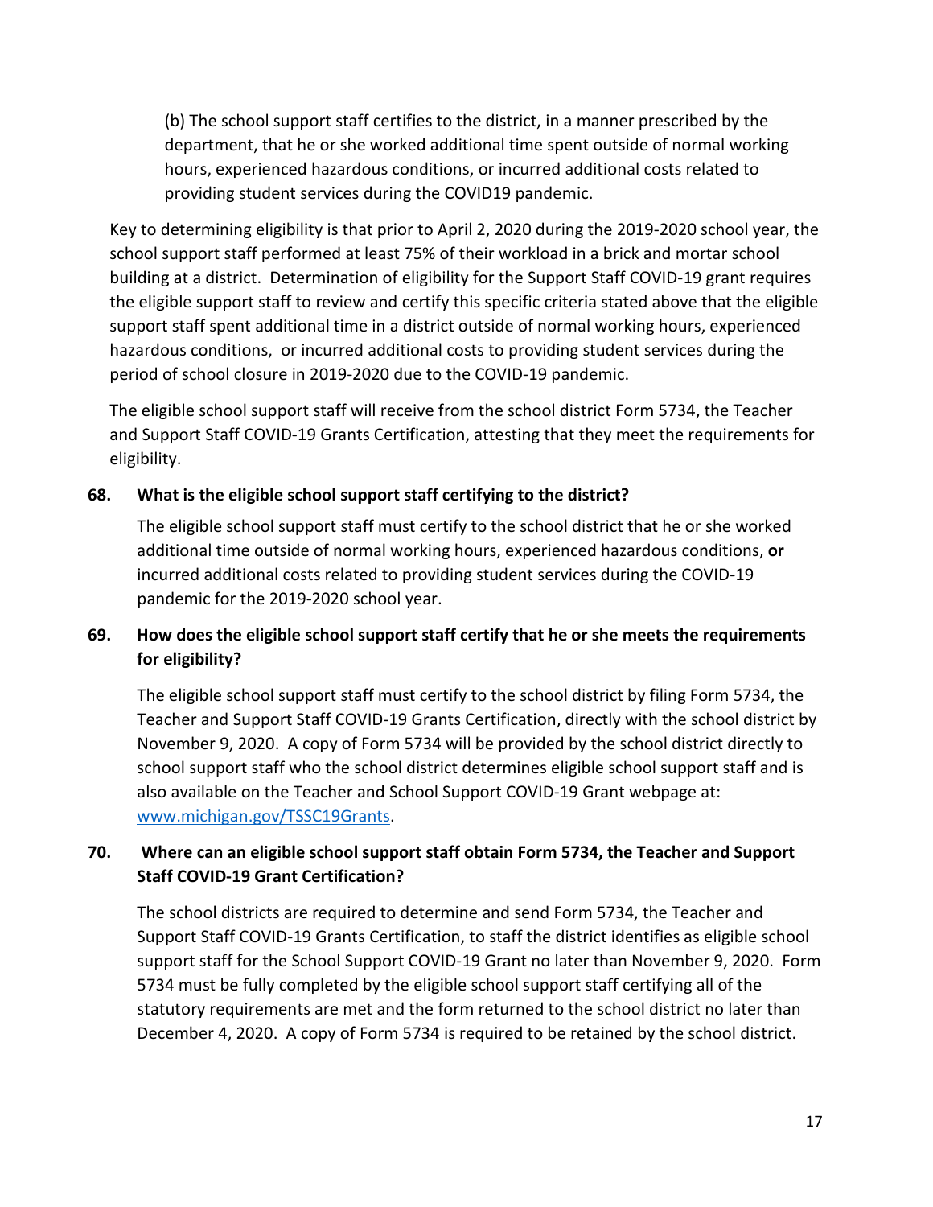(b) The school support staff certifies to the district, in a manner prescribed by the department, that he or she worked additional time spent outside of normal working hours, experienced hazardous conditions, or incurred additional costs related to providing student services during the COVID19 pandemic.

Key to determining eligibility is that prior to April 2, 2020 during the 2019-2020 school year, the school support staff performed at least 75% of their workload in a brick and mortar school building at a district. Determination of eligibility for the Support Staff COVID-19 grant requires the eligible support staff to review and certify this specific criteria stated above that the eligible support staff spent additional time in a district outside of normal working hours, experienced hazardous conditions, or incurred additional costs to providing student services during the period of school closure in 2019-2020 due to the COVID-19 pandemic.

The eligible school support staff will receive from the school district Form 5734, the Teacher and Support Staff COVID-19 Grants Certification, attesting that they meet the requirements for eligibility.

**68. What is the eligible school support staff certifying to the district?**

The eligible school support staff must certify to the school district that he or she worked additional time outside of normal working hours, experienced hazardous conditions, **or** incurred additional costs related to providing student services during the COVID-19 pandemic for the 2019-2020 school year.

**69. How does the eligible school support staff certify that he or she meets the requirements for eligibility?**

The eligible school support staff must certify to the school district by filing Form 5734, the Teacher and Support Staff COVID-19 Grants Certification, directly with the school district by November 9, 2020. A copy of Form 5734 will be provided by the school district directly to school support staff who the school district determines eligible school support staff and is also available on the Teacher and School Support COVID-19 Grant webpage at: [www.michigan.gov/TSSC19Grants](www.michigan.gov/TSSC19Grants).

**70. Where can an eligible school support staff obtain Form 5734, the Teacher and Support Staff COVID-19 Grant Certification?**

The school districts are required to determine and send Form 5734, the Teacher and Support Staff COVID-19 Grants Certification, to staff the district identifies as eligible school support staff for the School Support COVID-19 Grant no later than November 9, 2020. Form 5734 must be fully completed by the eligible school support staff certifying all of the statutory requirements are met and the form returned to the school district no later than December 4, 2020. A copy of Form 5734 is required to be retained by the school district.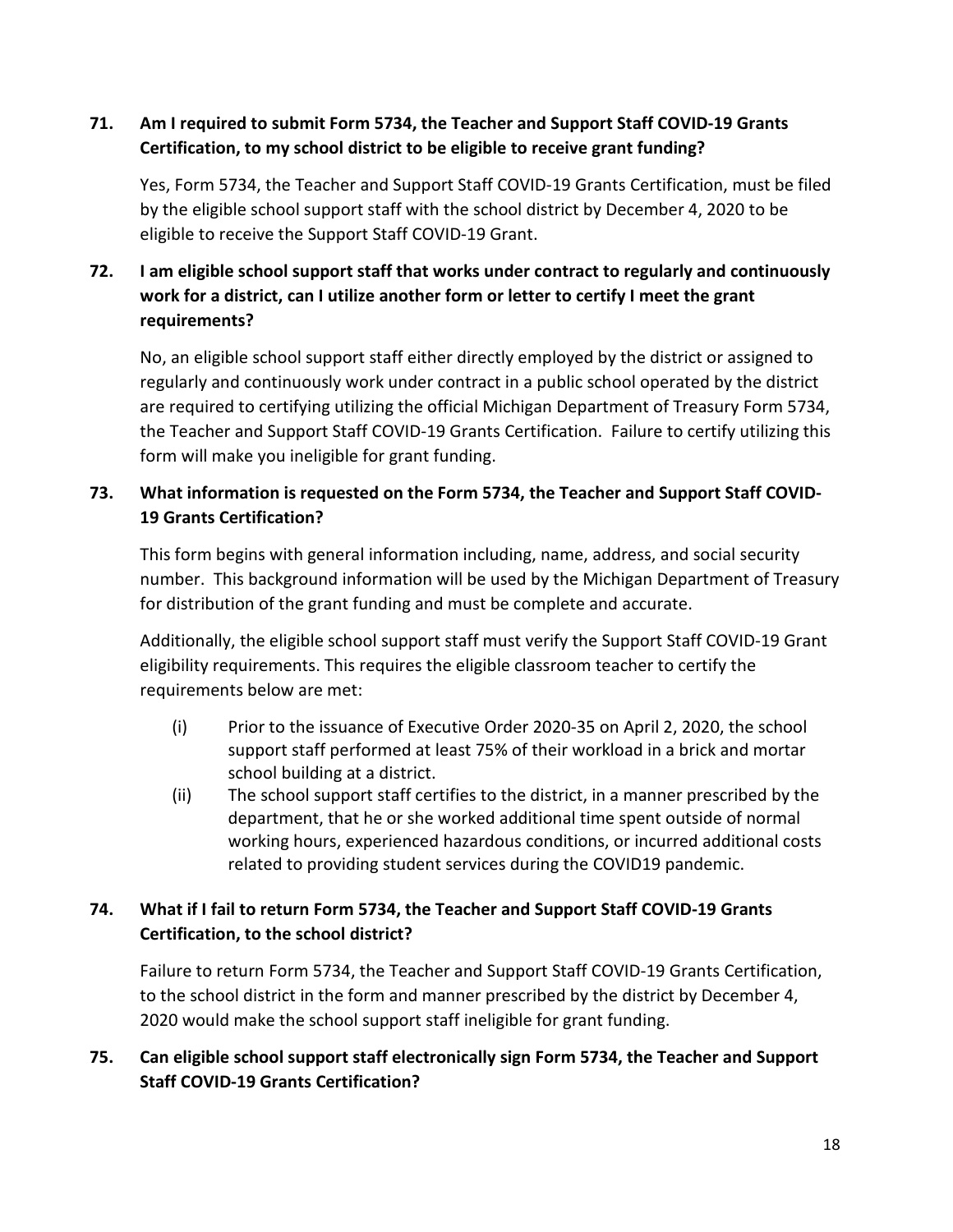### 71. Am I required to submit Form 5734, the Teacher and Support Staff COVID-19 Grants Certification, to my school district to be eligible to receive grant funding?

Yes, Form 5734, the Teacher and Support Staff COVID-19 Grants Certification, must be filed by the eligible school support staff with the school district by December 4, 2020 to be eligible to receive the Support Staff COVID-19 Grant.

### 72. I am eligible school support staff that works under contract to regularly and continuously work for a district, can I utilize another form or letter to certify I meet the grant requirements?

No, an eligible school support staff either directly employed by the district or assigned to regularly and continuously work under contract in a public school operated by the district are required to certifying utilizing the official Michigan Department of Treasury Form 5734, the Teacher and Support Staff COVID-19 Grants Certification. Failure to certify utilizing this form will make you ineligible for grant funding.

### 73. What information is requested on the Form 5734, the Teacher and Support Staff COVID-19 Grants Certification?

This form begins with general information including, name, address, and social security number. This background information will be used by the Michigan Department of Treasury for distribution of the grant funding and must be complete and accurate.

Additionally, the eligible school support staff must verify the Support Staff COVID-19 Grant eligibility requirements. This requires the eligible classroom teacher to certify the requirements below are met:

(i) Prior to the issuance of Executive Order 2020-35 on April 2, 2020, the school support staff performed at least 75% of their workload in a brick and mortar school building at a district.

(ii) The school support staff certifies to the district, in a manner prescribed by the department, that he or she worked additional time spent outside of normal working hours, experienced hazardous conditions, or incurred additional costs related to providing student services during the COVID19 pandemic.

### 74. What if I fail to return Form 5734, the Teacher and Support Staff COVID-19 Grants Certification, to the school district?

Failure to return Form 5734, the Teacher and Support Staff COVID-19 Grants Certification, to the school district in the form and manner prescribed by the district by December 4, 2020 would make the school support staff ineligible for grant funding.

### 75. Can eligible school support staff electronically sign Form 5734, the Teacher and Support Staff COVID-19 Grants Certification?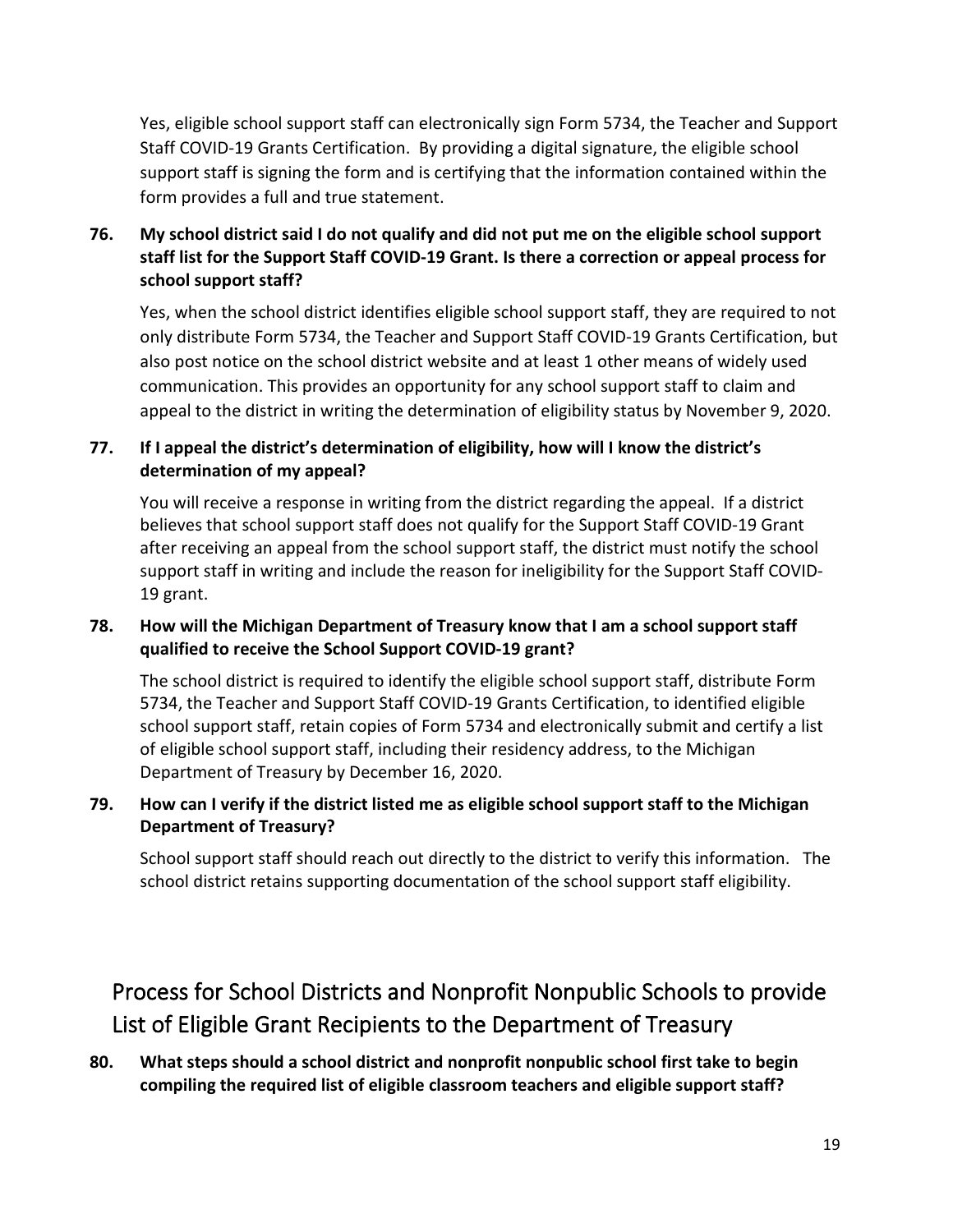Yes, eligible school support staff can electronically sign Form 5734, the Teacher and Support Staff COVID-19 Grants Certification. By providing a digital signature, the eligible school support staff is signing the form and is certifying that the information contained within the form provides a full and true statement.

**76. My school district said I do not qualify and did not put me on the eligible school support staff list for the Support Staff COVID-19 Grant. Is there a correction or appeal process for school support staff?**

Yes, when the school district identifies eligible school support staff, they are required to not only distribute Form 5734, the Teacher and Support Staff COVID-19 Grants Certification, but also post notice on the school district website and at least 1 other means of widely used communication. This provides an opportunity for any school support staff to claim and appeal to the district in writing the determination of eligibility status by November 9, 2020.

**77. If I appeal the district's determination of eligibility, how will I know the district's determination of my appeal?**

You will receive a response in writing from the district regarding the appeal. If a district believes that school support staff does not qualify for the Support Staff COVID-19 Grant after receiving an appeal from the school support staff, the district must notify the school support staff in writing and include the reason for ineligibility for the Support Staff COVID-19 grant.

**78. How will the Michigan Department of Treasury know that I am a school support staff qualified to receive the School Support COVID-19 grant?**

The school district is required to identify the eligible school support staff, distribute Form 5734, the Teacher and Support Staff COVID-19 Grants Certification, to identified eligible school support staff, retain copies of Form 5734 and electronically submit and certify a list of eligible school support staff, including their residency address, to the Michigan Department of Treasury by December 16, 2020.

**79. How can I verify if the district listed me as eligible school support staff to the Michigan Department of Treasury?**

School support staff should reach out directly to the district to verify this information. The school district retains supporting documentation of the school support staff eligibility.

## Process for School Districts and Nonprofit Nonpublic Schools to provide List of Eligible Grant Recipients to the Department of Treasury

**80. What steps should a school district and nonprofit nonpublic school first take to begin compiling the required list of eligible classroom teachers and eligible support staff?**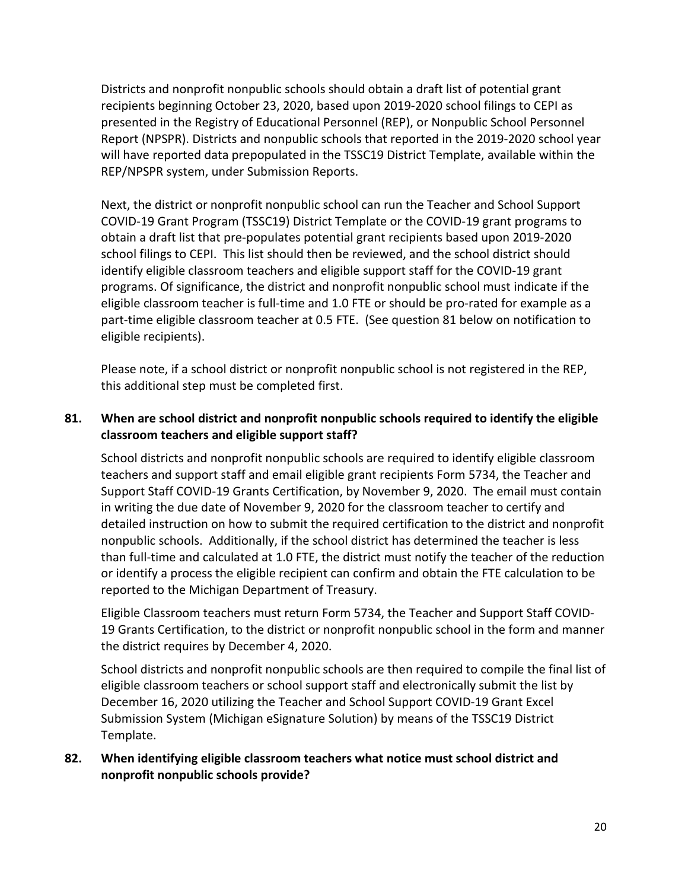Districts and nonprofit nonpublic schools should obtain a draft list of potential grant recipients beginning October 23, 2020, based upon 2019-2020 school filings to CEPI as presented in the Registry of Educational Personnel (REP), or Nonpublic School Personnel Report (NPSPR). Districts and nonpublic schools that reported in the 2019-2020 school year will have reported data prepopulated in the TSSC19 District Template, available within the REP/NPSPR system, under Submission Reports.

Next, the district or nonprofit nonpublic school can run the Teacher and School Support COVID-19 Grant Program (TSSC19) District Template or the COVID-19 grant programs to obtain a draft list that pre-populates potential grant recipients based upon 2019-2020 school filings to CEPI. This list should then be reviewed, and the school district should identify eligible classroom teachers and eligible support staff for the COVID-19 grant programs. Of significance, the district and nonprofit nonpublic school must indicate if the eligible classroom teacher is full-time and 1.0 FTE or should be pro-rated for example as a part-time eligible classroom teacher at 0.5 FTE. (See question 81 below on notification to eligible recipients).

Please note, if a school district or nonprofit nonpublic school is not registered in the REP, this additional step must be completed first.

**81. When are school district and nonprofit nonpublic schools required to identify the eligible classroom teachers and eligible support staff?**

School districts and nonprofit nonpublic schools are required to identify eligible classroom teachers and support staff and email eligible grant recipients Form 5734, the Teacher and Support Staff COVID-19 Grants Certification, by November 9, 2020. The email must contain in writing the due date of November 9, 2020 for the classroom teacher to certify and detailed instruction on how to submit the required certification to the district and nonprofit nonpublic schools. Additionally, if the school district has determined the teacher is less than full-time and calculated at 1.0 FTE, the district must notify the teacher of the reduction or identify a process the eligible recipient can confirm and obtain the FTE calculation to be reported to the Michigan Department of Treasury.

Eligible Classroom teachers must return Form 5734, the Teacher and Support Staff COVID-19 Grants Certification, to the district or nonprofit nonpublic school in the form and manner the district requires by December 4, 2020.

School districts and nonprofit nonpublic schools are then required to compile the final list of eligible classroom teachers or school support staff and electronically submit the list by December 16, 2020 utilizing the Teacher and School Support COVID-19 Grant Excel Submission System (Michigan eSignature Solution) by means of the TSSC19 District Template.

**82. When identifying eligible classroom teachers what notice must school district and nonprofit nonpublic schools provide?**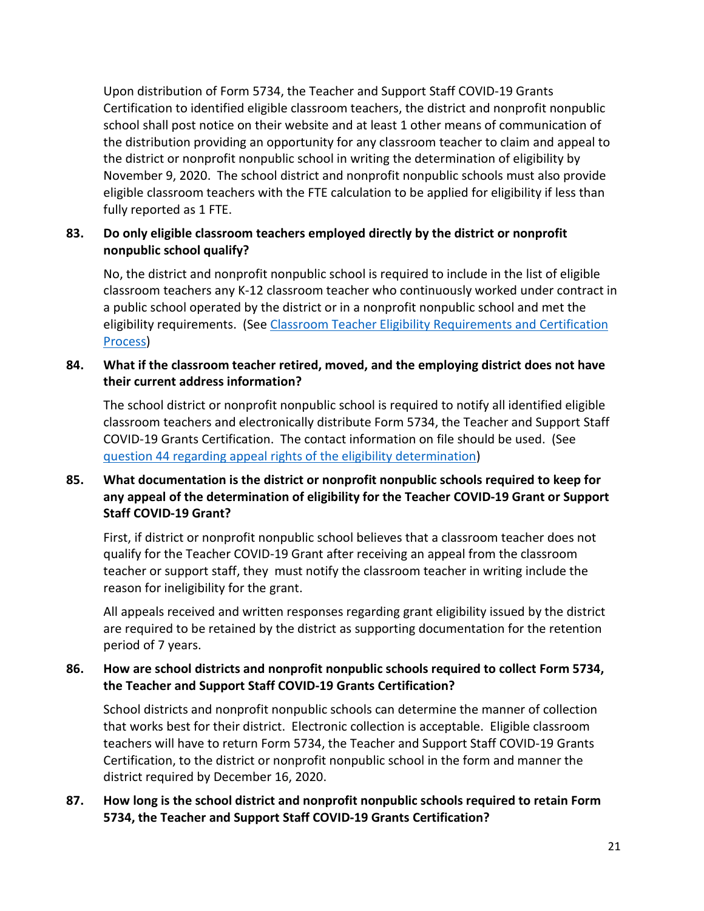Upon distribution of Form 5734, the Teacher and Support Staff COVID-19 Grants Certification to identified eligible classroom teachers, the district and nonprofit nonpublic school shall post notice on their website and at least 1 other means of communication of the distribution providing an opportunity for any classroom teacher to claim and appeal to the district or nonprofit nonpublic school in writing the determination of eligibility by November 9, 2020. The school district and nonprofit nonpublic schools must also provide eligible classroom teachers with the FTE calculation to be applied for eligibility if less than fully reported as 1 FTE.

**83. Do only eligible classroom teachers employed directly by the district or nonprofit nonpublic school qualify?**

No, the district and nonprofit nonpublic school is required to include in the list of eligible classroom teachers any K-12 classroom teacher who continuously worked under contract in a public school operated by the district or in a nonprofit nonpublic school and met the eligibility requirements. (See Classroom Teacher Eligibility Requirements and Certification Process)

**84. What if the classroom teacher retired, moved, and the employing district does not have their current address information?**

The school district or nonprofit nonpublic school is required to notify all identified eligible classroom teachers and electronically distribute Form 5734, the Teacher and Support Staff COVID-19 Grants Certification. The contact information on file should be used. (See question 44 regarding appeal rights of the eligibility determination)

**85. What documentation is the district or nonprofit nonpublic schools required to keep for any appeal of the determination of eligibility for the Teacher COVID-19 Grant or Support Staff COVID-19 Grant?**

First, if district or nonprofit nonpublic school believes that a classroom teacher does not qualify for the Teacher COVID-19 Grant after receiving an appeal from the classroom teacher or support staff, they must notify the classroom teacher in writing include the reason for ineligibility for the grant.

All appeals received and written responses regarding grant eligibility issued by the district are required to be retained by the district as supporting documentation for the retention period of 7 years.

**86. How are school districts and nonprofit nonpublic schools required to collect Form 5734, the Teacher and Support Staff COVID-19 Grants Certification?**

School districts and nonprofit nonpublic schools can determine the manner of collection that works best for their district. Electronic collection is acceptable. Eligible classroom teachers will have to return Form 5734, the Teacher and Support Staff COVID-19 Grants Certification, to the district or nonprofit nonpublic school in the form and manner the district required by December 16, 2020.

**87. How long is the school district and nonprofit nonpublic schools required to retain Form 5734, the Teacher and Support Staff COVID-19 Grants Certification?**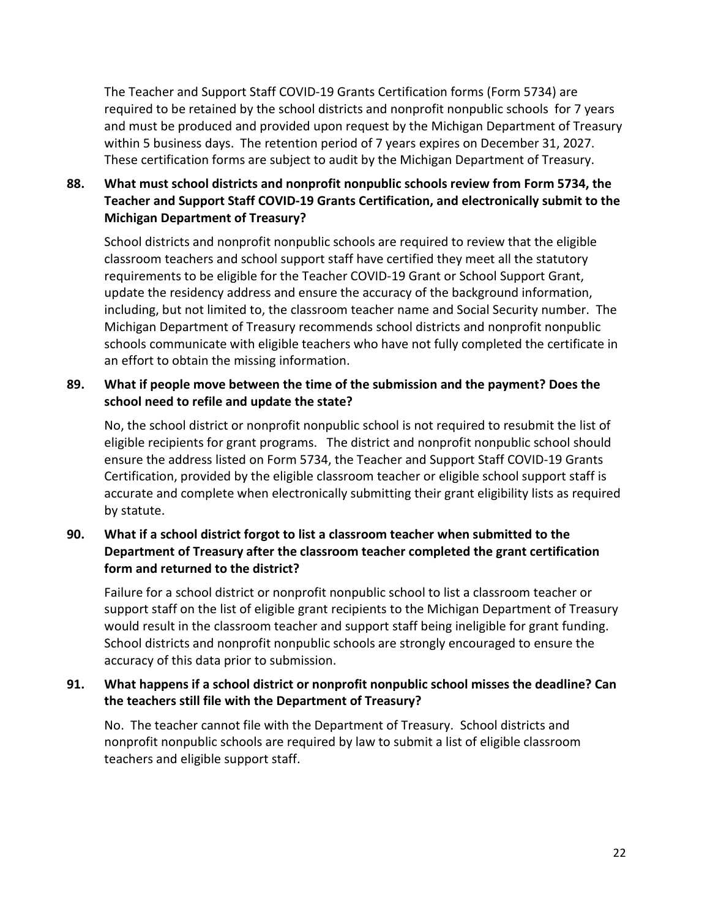The Teacher and Support Staff COVID-19 Grants Certification forms (Form 5734) are required to be retained by the school districts and nonprofit nonpublic schools for 7 years and must be produced and provided upon request by the Michigan Department of Treasury within 5 business days. The retention period of 7 years expires on December 31, 2027. These certification forms are subject to audit by the Michigan Department of Treasury.

**88. What must school districts and nonprofit nonpublic schools review from Form 5734, the Teacher and Support Staff COVID-19 Grants Certification, and electronically submit to the Michigan Department of Treasury?**

School districts and nonprofit nonpublic schools are required to review that the eligible classroom teachers and school support staff have certified they meet all the statutory requirements to be eligible for the Teacher COVID-19 Grant or School Support Grant, update the residency address and ensure the accuracy of the background information, including, but not limited to, the classroom teacher name and Social Security number. The Michigan Department of Treasury recommends school districts and nonprofit nonpublic schools communicate with eligible teachers who have not fully completed the certificate in an effort to obtain the missing information.

**89. What if people move between the time of the submission and the payment? Does the school need to refile and update the state?**

No, the school district or nonprofit nonpublic school is not required to resubmit the list of eligible recipients for grant programs. The district and nonprofit nonpublic school should ensure the address listed on Form 5734, the Teacher and Support Staff COVID-19 Grants Certification, provided by the eligible classroom teacher or eligible school support staff is accurate and complete when electronically submitting their grant eligibility lists as required by statute.

**90. What if a school district forgot to list a classroom teacher when submitted to the Department of Treasury after the classroom teacher completed the grant certification form and returned to the district?**

Failure for a school district or nonprofit nonpublic school to list a classroom teacher or support staff on the list of eligible grant recipients to the Michigan Department of Treasury would result in the classroom teacher and support staff being ineligible for grant funding. School districts and nonprofit nonpublic schools are strongly encouraged to ensure the accuracy of this data prior to submission.

**91. What happens if a school district or nonprofit nonpublic school misses the deadline? Can the teachers still file with the Department of Treasury?**

No. The teacher cannot file with the Department of Treasury. School districts and nonprofit nonpublic schools are required by law to submit a list of eligible classroom teachers and eligible support staff.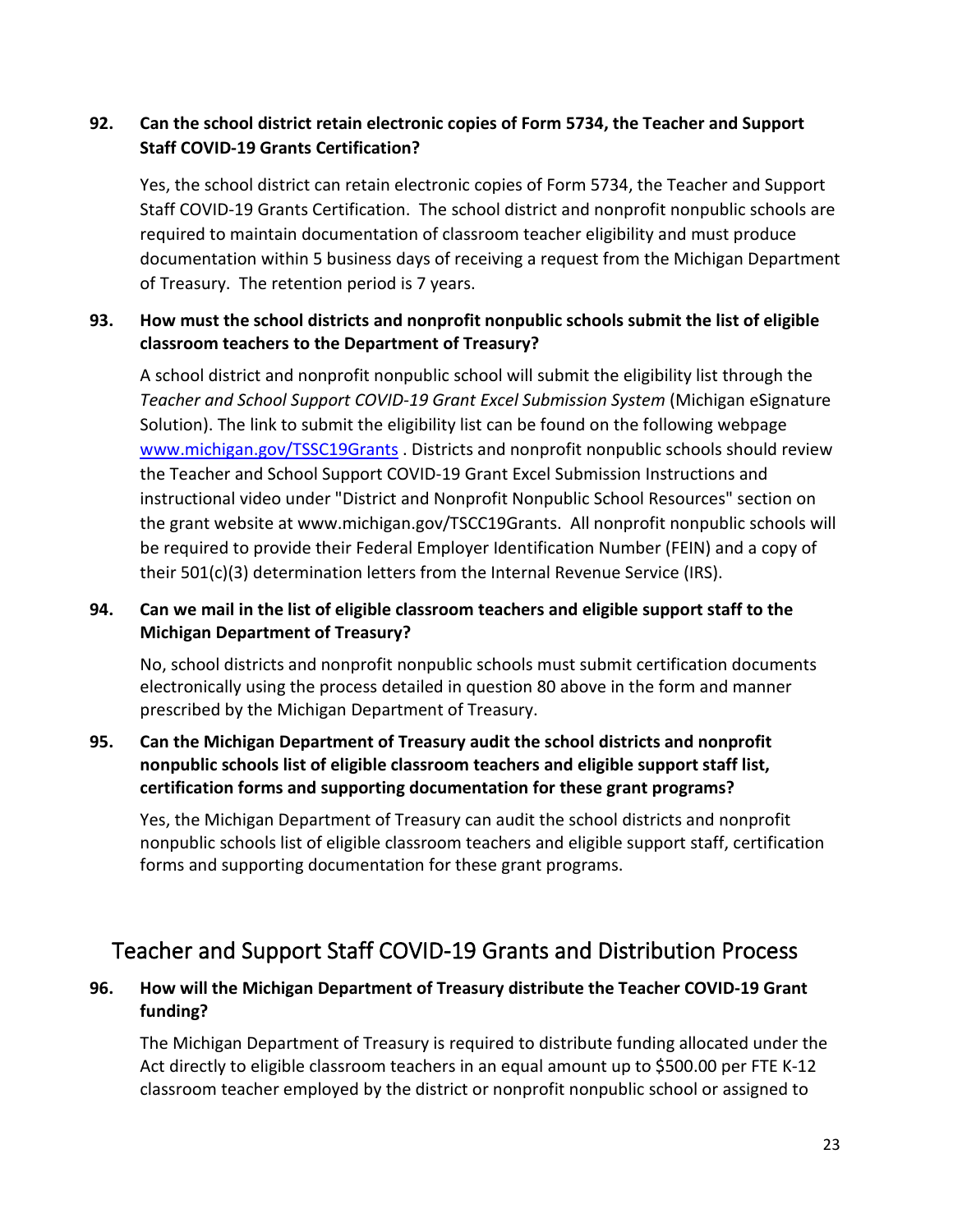**92. Can the school district retain electronic copies of Form 5734, the Teacher and Support Staff COVID-19 Grants Certification?**

Yes, the school district can retain electronic copies of Form 5734, the Teacher and Support Staff COVID-19 Grants Certification. The school district and nonprofit nonpublic schools are required to maintain documentation of classroom teacher eligibility and must produce documentation within 5 business days of receiving a request from the Michigan Department of Treasury. The retention period is 7 years.

**93. How must the school districts and nonprofit nonpublic schools submit the list of eligible classroom teachers to the Department of Treasury?**

A school district and nonprofit nonpublic school will submit the eligibility list through the *Teacher and School Support COVID-19 Grant Excel Submission System* (Michigan eSignature Solution). The link to submit the eligibility list can be found on the following webpage [www.michigan.gov/TSSC19Grants](www.michigan.gov/TSSC19Grants) . Districts and nonprofit nonpublic schools should review the Teacher and School Support COVID-19 Grant Excel Submission Instructions and instructional video under "District and Nonprofit Nonpublic School Resources" section on the grant website at www.michigan.gov/TSCC19Grants. All nonprofit nonpublic schools will be required to provide their Federal Employer Identification Number (FEIN) and a copy of their 501(c)(3) determination letters from the Internal Revenue Service (IRS).

**94. Can we mail in the list of eligible classroom teachers and eligible support staff to the Michigan Department of Treasury?**

No, school districts and nonprofit nonpublic schools must submit certification documents electronically using the process detailed in question 80 above in the form and manner prescribed by the Michigan Department of Treasury.

**95. Can the Michigan Department of Treasury audit the school districts and nonprofit nonpublic schools list of eligible classroom teachers and eligible support staff list, certification forms and supporting documentation for these grant programs?**

Yes, the Michigan Department of Treasury can audit the school districts and nonprofit nonpublic schools list of eligible classroom teachers and eligible support staff, certification forms and supporting documentation for these grant programs.

## Teacher and Support Staff COVID-19 Grants and Distribution Process

**96. How will the Michigan Department of Treasury distribute the Teacher COVID-19 Grant funding?**

The Michigan Department of Treasury is required to distribute funding allocated under the Act directly to eligible classroom teachers in an equal amount up to $500.00 per FTE K-12 classroom teacher employed by the district or nonprofit nonpublic school or assigned to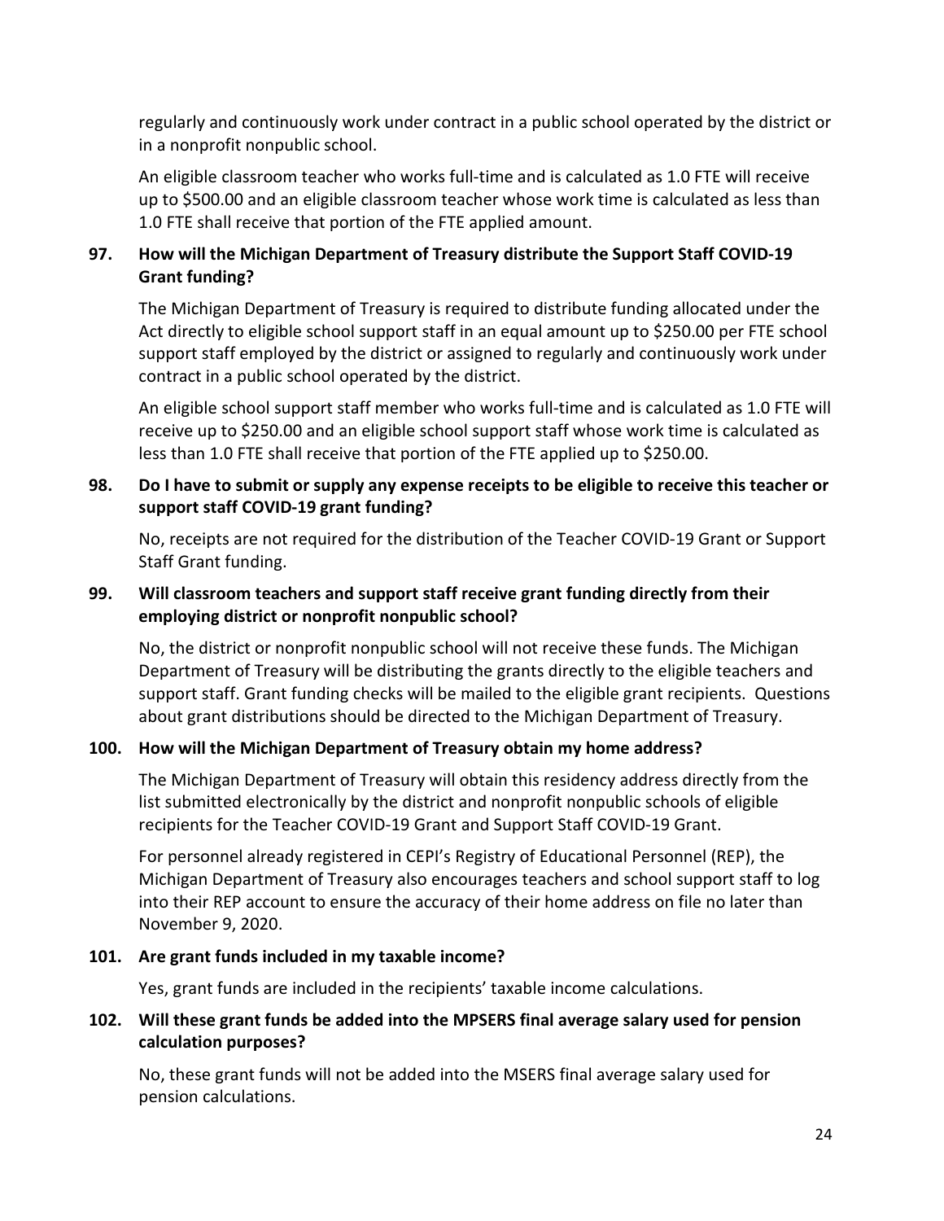regularly and continuously work under contract in a public school operated by the district or in a nonprofit nonpublic school.

An eligible classroom teacher who works full-time and is calculated as 1.0 FTE will receive up to $500.00 and an eligible classroom teacher whose work time is calculated as less than 1.0 FTE shall receive that portion of the FTE applied amount.

**97. How will the Michigan Department of Treasury distribute the Support Staff COVID-19 Grant funding?**

The Michigan Department of Treasury is required to distribute funding allocated under the Act directly to eligible school support staff in an equal amount up to $250.00 per FTE school support staff employed by the district or assigned to regularly and continuously work under contract in a public school operated by the district.

An eligible school support staff member who works full-time and is calculated as 1.0 FTE will receive up to $250.00 and an eligible school support staff whose work time is calculated as less than 1.0 FTE shall receive that portion of the FTE applied up to $250.00.

**98. Do I have to submit or supply any expense receipts to be eligible to receive this teacher or support staff COVID-19 grant funding?**

No, receipts are not required for the distribution of the Teacher COVID-19 Grant or Support Staff Grant funding.

**99. Will classroom teachers and support staff receive grant funding directly from their employing district or nonprofit nonpublic school?**

No, the district or nonprofit nonpublic school will not receive these funds. The Michigan Department of Treasury will be distributing the grants directly to the eligible teachers and support staff. Grant funding checks will be mailed to the eligible grant recipients. Questions about grant distributions should be directed to the Michigan Department of Treasury.

**100. How will the Michigan Department of Treasury obtain my home address?**

The Michigan Department of Treasury will obtain this residency address directly from the list submitted electronically by the district and nonprofit nonpublic schools of eligible recipients for the Teacher COVID-19 Grant and Support Staff COVID-19 Grant.

For personnel already registered in CEPI's Registry of Educational Personnel (REP), the Michigan Department of Treasury also encourages teachers and school support staff to log into their REP account to ensure the accuracy of their home address on file no later than November 9, 2020.

**101. Are grant funds included in my taxable income?**

Yes, grant funds are included in the recipients' taxable income calculations.

**102. Will these grant funds be added into the MPSERS final average salary used for pension calculation purposes?**

No, these grant funds will not be added into the MSERS final average salary used for pension calculations.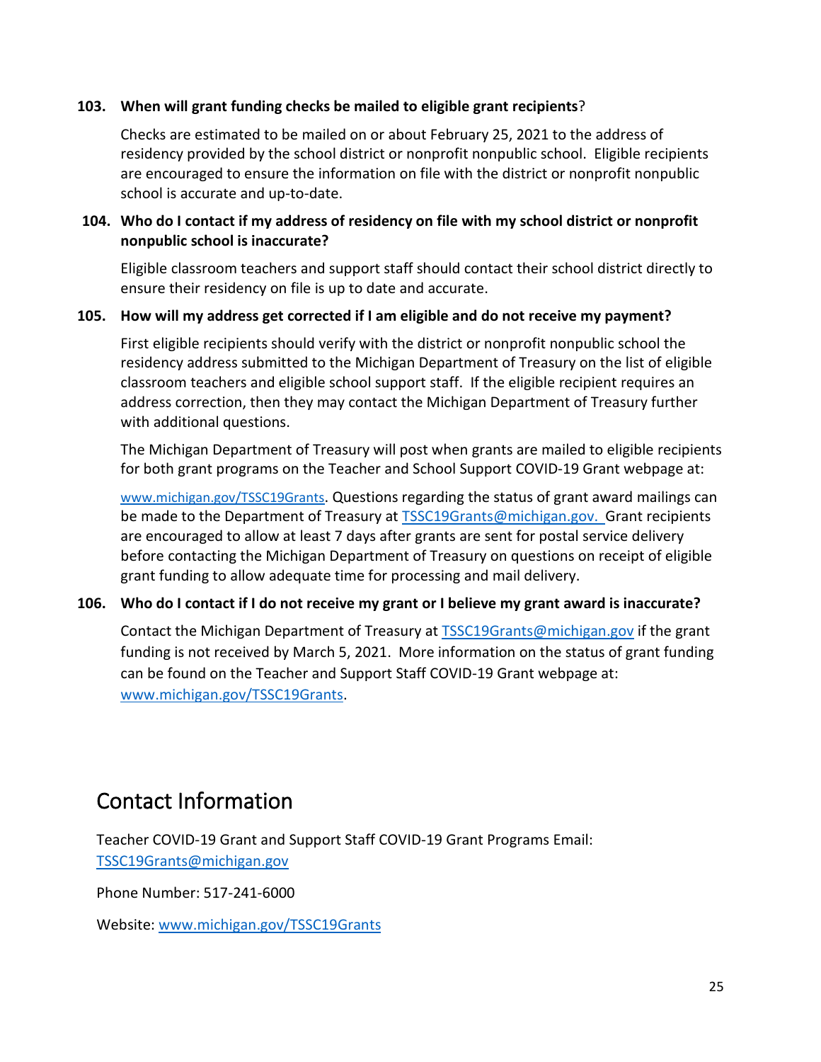**103. When will grant funding checks be mailed to eligible grant recipients**?

Checks are estimated to be mailed on or about February 25, 2021 to the address of residency provided by the school district or nonprofit nonpublic school. Eligible recipients are encouraged to ensure the information on file with the district or nonprofit nonpublic school is accurate and up-to-date.

**104. Who do I contact if my address of residency on file with my school district or nonprofit nonpublic school is inaccurate?**

Eligible classroom teachers and support staff should contact their school district directly to ensure their residency on file is up to date and accurate.

**105. How will my address get corrected if I am eligible and do not receive my payment?**

First eligible recipients should verify with the district or nonprofit nonpublic school the residency address submitted to the Michigan Department of Treasury on the list of eligible classroom teachers and eligible school support staff. If the eligible recipient requires an address correction, then they may contact the Michigan Department of Treasury further with additional questions.

The Michigan Department of Treasury will post when grants are mailed to eligible recipients for both grant programs on the Teacher and School Support COVID-19 Grant webpage at: [www.michigan.gov/TSSC19Grants](www.michigan.gov/TSSC19Grants). Questions regarding the status of grant award mailings can be made to the Department of Treasury at [TSSC19Grants@michigan.gov.](mailto:TSSC19Grants@michigan.gov) Grant recipients are encouraged to allow at least 7 days after grants are sent for postal service delivery before contacting the Michigan Department of Treasury on questions on receipt of eligible grant funding to allow adequate time for processing and mail delivery.

**106. Who do I contact if I do not receive my grant or I believe my grant award is inaccurate?**

Contact the Michigan Department of Treasury at [TSSC19Grants@michigan.gov](mailto:TSSC19Grants@michigan.gov) if the grant funding is not received by March 5, 2021. More information on the status of grant funding can be found on the Teacher and Support Staff COVID-19 Grant webpage at: [www.michigan.gov/TSSC19Grants](www.michigan.gov/TSSC19Grants).

# Contact Information

Teacher COVID-19 Grant and Support Staff COVID-19 Grant Programs Email: [TSSC19Grants@michigan.gov](mailto:TSSC19Grants@michigan.gov)

Phone Number: 517-241-6000

Website: [www.michigan.gov/TSSC19Grants](www.michigan.gov/TSSC19Grants)